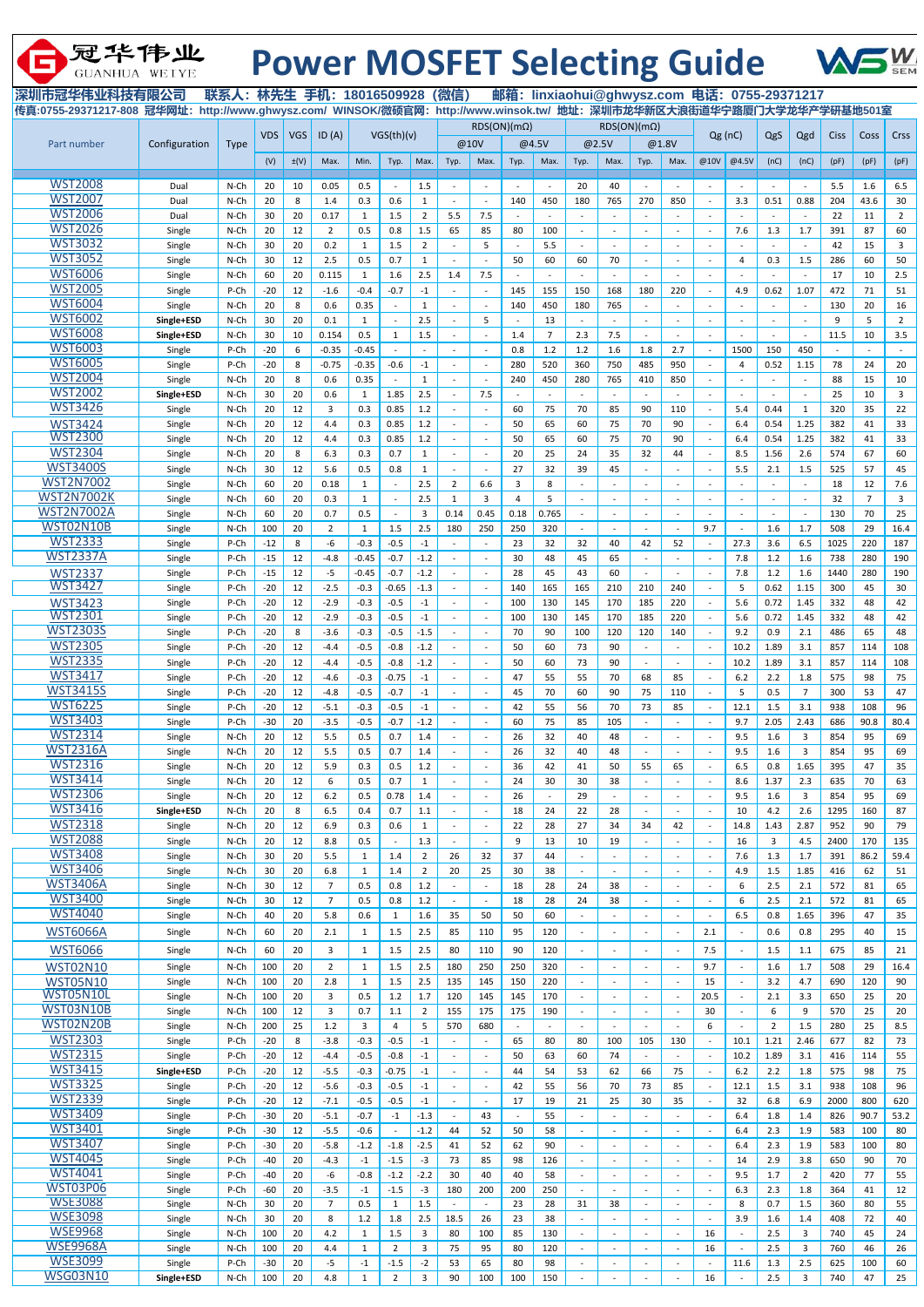# 冠华伟业 GUANHUA WEIYE Power MOSFET Selecting Guide

**深圳市冠华伟业科技有限公司　联系人：林先生 手机：18016509928（微信）　邮箱：linxiaohui@ghwysz.com 电话：0755-29371217**

**传真:0755-29371217-808 冠华网址：http://www.ghwysz.com/ WINSOK/微硕官网：http://www.winsok.tw/ 地址：深圳市龙华新区大浪街道华宁路厦门大学龙华产学研基地501室**

| Part number | Configuration | Type | VDS | VGS | ID (A) | VGS(th)(v) | | | RDS(ON)(mΩ) | | | | RDS(ON)(mΩ) | | | | Qg (nC) | | QgS | Qgd | Ciss | Coss | Crss |
|---|---|---|---|---|---|---|---|---|---|---|---|---|---|---|---|---|---|---|---|---|---|---|---|
| | | | | | | | | | @10V | | @4.5V | | @2.5V | | @1.8V | | | | | | | | |
| | | | (V) | ±(V) | Max. | Min. | Typ. | Max. | Typ. | Max. | Typ. | Max. | Typ. | Max. | Typ. | Max. | @10V | @4.5V | (nC) | (nC) | (pF) | (pF) | (pF) |
| WST2008 | Dual | N-Ch | 20 | 10 | 0.05 | 0.5 | - | 1.5 | - | - | - | - | 20 | 40 | - | - | - | - | - | - | 5.5 | 1.6 | 6.5 |
| WST2007 | Dual | N-Ch | 20 | 8 | 1.4 | 0.3 | 0.6 | 1 | - | - | 140 | 450 | 180 | 765 | 270 | 850 | - | 3.3 | 0.51 | 0.88 | 204 | 43.6 | 30 |
| WST2006 | Dual | N-Ch | 30 | 20 | 0.17 | 1 | 1.5 | 2 | 5.5 | 7.5 | - | - | - | - | - | - | - | - | - | - | 22 | 11 | 2 |
| WST2026 | Single | N-Ch | 20 | 12 | 2 | 0.5 | 0.8 | 1.5 | 65 | 85 | 80 | 100 | - | - | - | - | - | 7.6 | 1.3 | 1.7 | 391 | 87 | 60 |
| WST3032 | Single | N-Ch | 30 | 20 | 0.2 | 1 | 1.5 | 2 | - | 5 | - | 5.5 | - | - | - | - | - | - | - | - | 42 | 15 | 3 |
| WST3052 | Single | N-Ch | 30 | 12 | 2.5 | 0.5 | 0.7 | 1 | - | - | 50 | 60 | 60 | 70 | - | - | - | 4 | 0.3 | 1.5 | 286 | 60 | 50 |
| WST6006 | Single | N-Ch | 60 | 20 | 0.115 | 1 | 1.6 | 2.5 | 1.4 | 7.5 | - | - | - | - | - | - | - | - | - | - | 17 | 10 | 2.5 |
| WST2005 | Single | P-Ch | -20 | 12 | -1.6 | -0.4 | -0.7 | -1 | - | - | 145 | 155 | 150 | 168 | 180 | 220 | - | 4.9 | 0.62 | 1.07 | 472 | 71 | 51 |
| WST6004 | Single | N-Ch | 20 | 8 | 0.6 | 0.35 | - | 1 | - | - | 140 | 450 | 180 | 765 | - | - | - | - | - | - | 130 | 20 | 16 |
| WST6002 | Single+ESD | N-Ch | 30 | 20 | 0.1 | 1 | - | 2.5 | - | 5 | - | 13 | - | - | - | - | - | - | - | - | 9 | 5 | 2 |
| WST6008 | Single+ESD | N-Ch | 30 | 10 | 0.154 | 0.5 | 1 | 1.5 | - | - | 1.4 | 7 | 2.3 | 7.5 | - | - | - | - | - | - | 11.5 | 10 | 3.5 |
| WST6003 | Single | P-Ch | -20 | 6 | -0.35 | -0.45 | - | - | - | - | 0.8 | 1.2 | 1.2 | 1.6 | 1.8 | 2.7 | - | 1500 | 150 | 450 | - | - | - |
| WST6005 | Single | P-Ch | -20 | 8 | -0.75 | -0.35 | -0.6 | -1 | - | - | 280 | 520 | 360 | 750 | 485 | 950 | - | 4 | 0.52 | 1.15 | 78 | 24 | 20 |
| WST2004 | Single | N-Ch | 20 | 8 | 0.6 | 0.35 | - | 1 | - | - | 240 | 450 | 280 | 765 | 410 | 850 | - | - | - | - | 88 | 15 | 10 |
| WST2002 | Single+ESD | N-Ch | 30 | 20 | 0.6 | 1 | 1.85 | 2.5 | - | 7.5 | - | - | - | - | - | - | - | - | - | - | 25 | 10 | 3 |
| WST3426 | Single | N-Ch | 20 | 12 | 3 | 0.3 | 0.85 | 1.2 | - | - | 60 | 75 | 70 | 85 | 90 | 110 | - | 5.4 | 0.44 | 1 | 320 | 35 | 22 |
| WST3424 | Single | N-Ch | 20 | 12 | 4.4 | 0.3 | 0.85 | 1.2 | - | - | 50 | 65 | 60 | 75 | 70 | 90 | - | 6.4 | 0.54 | 1.25 | 382 | 41 | 33 |
| WST2300 | Single | N-Ch | 20 | 12 | 4.4 | 0.3 | 0.85 | 1.2 | - | - | 50 | 65 | 60 | 75 | 70 | 90 | - | 6.4 | 0.54 | 1.25 | 382 | 41 | 33 |
| WST2304 | Single | N-Ch | 20 | 8 | 6.3 | 0.3 | 0.7 | 1 | - | - | 20 | 25 | 24 | 35 | 32 | 44 | - | 8.5 | 1.56 | 2.6 | 574 | 67 | 60 |
| WST3400S | Single | N-Ch | 30 | 12 | 5.6 | 0.5 | 0.8 | 1 | - | - | 27 | 32 | 39 | 45 | - | - | - | 5.5 | 2.1 | 1.5 | 525 | 57 | 45 |
| WST2N7002 | Single | N-Ch | 60 | 20 | 0.18 | 1 | - | 2.5 | 2 | 6.6 | 3 | 8 | - | - | - | - | - | - | - | - | 18 | 12 | 7.6 |
| WST2N7002K | Single | N-Ch | 60 | 20 | 0.3 | 1 | - | 2.5 | 1 | 3 | 4 | 5 | - | - | - | - | - | - | - | - | 32 | 7 | 3 |
| WST2N7002A | Single | N-Ch | 60 | 20 | 0.7 | 0.5 | - | 3 | 0.14 | 0.45 | 0.18 | 0.765 | - | - | - | - | - | - | - | - | 130 | 70 | 25 |
| WST02N10B | Single | N-Ch | 100 | 20 | 2 | 1 | 1.5 | 2.5 | 180 | 250 | 250 | 320 | - | - | - | - | 9.7 | - | 1.6 | 1.7 | 508 | 29 | 16.4 |
| WST2333 | Single | P-Ch | -12 | 8 | -6 | -0.3 | -0.5 | -1 | - | - | 23 | 32 | 32 | 40 | 42 | 52 | - | 27.3 | 3.6 | 6.5 | 1025 | 220 | 187 |
| WST2337A | Single | P-Ch | -15 | 12 | -4.8 | -0.45 | -0.7 | -1.2 | - | - | 30 | 48 | 45 | 65 | - | - | - | 7.8 | 1.2 | 1.6 | 738 | 280 | 190 |
| WST2337 | Single | P-Ch | -15 | 12 | -5 | -0.45 | -0.7 | -1.2 | - | - | 28 | 45 | 43 | 60 | - | - | - | 7.8 | 1.2 | 1.6 | 1440 | 280 | 190 |
| WST3427 | Single | P-Ch | -20 | 12 | -2.5 | -0.3 | -0.65 | -1.3 | - | - | 140 | 165 | 165 | 210 | 210 | 240 | - | 5 | 0.62 | 1.15 | 300 | 45 | 30 |
| WST3423 | Single | P-Ch | -20 | 12 | -2.9 | -0.3 | -0.5 | -1 | - | - | 100 | 130 | 145 | 170 | 185 | 220 | - | 5.6 | 0.72 | 1.45 | 332 | 48 | 42 |
| WST2301 | Single | P-Ch | -20 | 12 | -2.9 | -0.3 | -0.5 | -1 | - | - | 100 | 130 | 145 | 170 | 185 | 220 | - | 5.6 | 0.72 | 1.45 | 332 | 48 | 42 |
| WST2303S | Single | P-Ch | -20 | 8 | -3.6 | -0.3 | -0.5 | -1.5 | - | - | 70 | 90 | 100 | 120 | 120 | 140 | - | 9.2 | 0.9 | 2.1 | 486 | 65 | 48 |
| WST2305 | Single | P-Ch | -20 | 12 | -4.4 | -0.5 | -0.8 | -1.2 | - | - | 50 | 60 | 73 | 90 | - | - | - | 10.2 | 1.89 | 3.1 | 857 | 114 | 108 |
| WST2335 | Single | P-Ch | -20 | 12 | -4.4 | -0.5 | -0.8 | -1.2 | - | - | 50 | 60 | 73 | 90 | - | - | - | 10.2 | 1.89 | 3.1 | 857 | 114 | 108 |
| WST3417 | Single | P-Ch | -20 | 12 | -4.6 | -0.3 | -0.75 | -1 | - | - | 47 | 55 | 55 | 70 | 68 | 85 | - | 6.2 | 2.2 | 1.8 | 575 | 98 | 75 |
| WST3415S | Single | P-Ch | -20 | 12 | -4.8 | -0.5 | -0.7 | -1 | - | - | 45 | 70 | 60 | 90 | 75 | 110 | - | 5 | 0.5 | 7 | 300 | 53 | 47 |
| WST6225 | Single | P-Ch | -20 | 12 | -5.1 | -0.3 | -0.5 | -1 | - | - | 42 | 55 | 56 | 70 | 73 | 85 | - | 12.1 | 1.5 | 3.1 | 938 | 108 | 96 |
| WST3403 | Single | P-Ch | -30 | 20 | -3.5 | -0.5 | -0.7 | -1.2 | - | - | 60 | 75 | 85 | 105 | - | - | - | 9.7 | 2.05 | 2.43 | 686 | 90.8 | 80.4 |
| WST2314 | Single | N-Ch | 20 | 12 | 5.5 | 0.5 | 0.7 | 1.4 | - | - | 26 | 32 | 40 | 48 | - | - | - | 9.5 | 1.6 | 3 | 854 | 95 | 69 |
| WST2316A | Single | N-Ch | 20 | 12 | 5.5 | 0.5 | 0.7 | 1.4 | - | - | 26 | 32 | 40 | 48 | - | - | - | 9.5 | 1.6 | 3 | 854 | 95 | 69 |
| WST2316 | Single | N-Ch | 20 | 12 | 5.9 | 0.3 | 0.5 | 1.2 | - | - | 36 | 42 | 41 | 50 | 55 | 65 | - | 6.5 | 0.8 | 1.65 | 395 | 47 | 35 |
| WST3414 | Single | N-Ch | 20 | 12 | 6 | 0.5 | 0.7 | 1 | - | - | 24 | 30 | 30 | 38 | - | - | - | 8.6 | 1.37 | 2.3 | 635 | 70 | 63 |
| WST2306 | Single | N-Ch | 20 | 12 | 6.2 | 0.5 | 0.78 | 1.4 | - | - | 26 | - | 29 | - | - | - | - | 9.5 | 1.6 | 3 | 854 | 95 | 69 |
| WST3416 | Single+ESD | N-Ch | 20 | 8 | 6.5 | 0.4 | 0.7 | 1.1 | - | - | 18 | 24 | 22 | 28 | - | - | - | 10 | 4.2 | 2.6 | 1295 | 160 | 87 |
| WST2318 | Single | N-Ch | 20 | 12 | 6.9 | 0.3 | 0.6 | 1 | - | - | 22 | 28 | 27 | 34 | 34 | 42 | - | 14.8 | 1.43 | 2.87 | 952 | 90 | 79 |
| WST2088 | Single | N-Ch | 20 | 12 | 8.8 | 0.5 | - | 1.3 | - | - | 9 | 13 | 10 | 19 | - | - | - | 16 | 3 | 4.5 | 2400 | 170 | 135 |
| WST3408 | Single | N-Ch | 30 | 20 | 5.5 | 1 | 1.4 | 2 | 26 | 32 | 37 | 44 | - | - | - | - | - | 7.6 | 1.3 | 1.7 | 391 | 86.2 | 59.4 |
| WST3406 | Single | N-Ch | 30 | 20 | 6.8 | 1 | 1.4 | 2 | 20 | 25 | 30 | 38 | - | - | - | - | - | 4.9 | 1.5 | 1.85 | 416 | 62 | 51 |
| WST3406A | Single | N-Ch | 30 | 12 | 7 | 0.5 | 0.8 | 1.2 | - | - | 18 | 28 | 24 | 38 | - | - | - | 6 | 2.5 | 2.1 | 572 | 81 | 65 |
| WST3400 | Single | N-Ch | 30 | 12 | 7 | 0.5 | 0.8 | 1.2 | - | - | 18 | 28 | 24 | 38 | - | - | - | 6 | 2.5 | 2.1 | 572 | 81 | 65 |
| WST4040 | Single | N-Ch | 40 | 20 | 5.8 | 0.6 | 1 | 1.6 | 35 | 50 | 50 | 60 | - | - | - | - | - | 6.5 | 0.8 | 1.65 | 396 | 47 | 35 |
| WST6066A | Single | N-Ch | 60 | 20 | 2.1 | 1 | 1.5 | 2.5 | 85 | 110 | 95 | 120 | - | - | - | - | 2.1 | - | 0.6 | 0.8 | 295 | 40 | 15 |
| WST6066 | Single | N-Ch | 60 | 20 | 3 | 1 | 1.5 | 2.5 | 80 | 110 | 90 | 120 | - | - | - | - | 7.5 | - | 1.5 | 1.1 | 675 | 85 | 21 |
| WST02N10 | Single | N-Ch | 100 | 20 | 2 | 1 | 1.5 | 2.5 | 180 | 250 | 250 | 320 | - | - | - | - | 9.7 | - | 1.6 | 1.7 | 508 | 29 | 16.4 |
| WST05N10 | Single | N-Ch | 100 | 20 | 2.8 | 1 | 1.5 | 2.5 | 135 | 145 | 150 | 220 | - | - | - | - | 15 | - | 3.2 | 4.7 | 690 | 120 | 90 |
| WST05N10L | Single | N-Ch | 100 | 20 | 3 | 0.5 | 1.2 | 1.7 | 120 | 145 | 145 | 170 | - | - | - | - | 20.5 | - | 2.1 | 3.3 | 650 | 25 | 20 |
| WST03N10B | Single | N-Ch | 100 | 12 | 3 | 0.7 | 1.1 | 2 | 155 | 175 | 175 | 190 | - | - | - | - | 30 | - | 6 | 9 | 570 | 25 | 20 |
| WST02N20B | Single | N-Ch | 200 | 25 | 1.2 | 3 | 4 | 5 | 570 | 680 | - | - | - | - | - | - | 6 | - | 2 | 1.5 | 280 | 25 | 8.5 |
| WST2303 | Single | P-Ch | -20 | 8 | -3.8 | -0.3 | -0.5 | -1 | - | - | 65 | 80 | 80 | 100 | 105 | 130 | - | 10.1 | 1.21 | 2.46 | 677 | 82 | 73 |
| WST2315 | Single | P-Ch | -20 | 12 | -4.4 | -0.5 | -0.8 | -1 | - | - | 50 | 63 | 60 | 74 | - | - | - | 10.2 | 1.89 | 3.1 | 416 | 114 | 55 |
| WST3415 | Single+ESD | P-Ch | -20 | 12 | -5.5 | -0.3 | -0.75 | -1 | - | - | 44 | 54 | 53 | 62 | 66 | 75 | - | 6.2 | 2.2 | 1.8 | 575 | 98 | 75 |
| WST3325 | Single | P-Ch | -20 | 12 | -5.6 | -0.3 | -0.5 | -1 | - | - | 42 | 55 | 56 | 70 | 73 | 85 | - | 12.1 | 1.5 | 3.1 | 938 | 108 | 96 |
| WST2339 | Single | P-Ch | -20 | 12 | -7.1 | -0.5 | -0.5 | -1 | - | - | 17 | 19 | 21 | 25 | 30 | 35 | - | 32 | 6.8 | 6.9 | 2000 | 800 | 620 |
| WST3409 | Single | P-Ch | -30 | 20 | -5.1 | -0.7 | -1 | -1.3 | - | 43 | - | 55 | - | - | - | - | - | 6.4 | 1.8 | 1.4 | 826 | 90.7 | 53.2 |
| WST3401 | Single | P-Ch | -30 | 12 | -5.5 | -0.6 | - | -1.2 | 44 | 52 | 50 | 58 | - | - | - | - | - | 6.4 | 2.3 | 1.9 | 583 | 100 | 80 |
| WST3407 | Single | P-Ch | -30 | 20 | -5.8 | -1.2 | -1.8 | -2.5 | 41 | 52 | 62 | 90 | - | - | - | - | - | 6.4 | 2.3 | 1.9 | 583 | 100 | 80 |
| WST4045 | Single | P-Ch | -40 | 20 | -4.3 | -1 | -1.5 | -3 | 73 | 85 | 98 | 126 | - | - | - | - | - | 14 | 2.9 | 3.8 | 650 | 90 | 70 |
| WST4041 | Single | P-Ch | -40 | 20 | -6 | -0.8 | -1.2 | -2.2 | 30 | 40 | 40 | 58 | - | - | - | - | - | 9.5 | 1.7 | 2 | 420 | 77 | 55 |
| WST03P06 | Single | P-Ch | -60 | 20 | -3.5 | -1 | -1.5 | -3 | 180 | 200 | 200 | 250 | - | - | - | - | - | 6.3 | 2.3 | 1.8 | 364 | 41 | 12 |
| WSE3088 | Single | N-Ch | 30 | 20 | 7 | 0.5 | 1 | 1.5 | - | - | 23 | 28 | 31 | 38 | - | - | - | 8 | 0.7 | 1.5 | 360 | 80 | 55 |
| WSE3098 | Single | N-Ch | 30 | 20 | 8 | 1.2 | 1.8 | 2.5 | 18.5 | 26 | 23 | 38 | - | - | - | - | - | 3.9 | 1.6 | 1.4 | 408 | 72 | 40 |
| WSE9968 | Single | N-Ch | 100 | 20 | 4.2 | 1 | 1.5 | 3 | 80 | 100 | 85 | 130 | - | - | - | - | 16 | - | 2.5 | 3 | 740 | 45 | 24 |
| WSE9968A | Single | N-Ch | 100 | 20 | 4.4 | 1 | 2 | 3 | 75 | 95 | 80 | 120 | - | - | - | - | 16 | - | 2.5 | 3 | 760 | 46 | 26 |
| WSE3099 | Single | P-Ch | -30 | 20 | -5 | -1 | -1.5 | -2 | 53 | 65 | 80 | 98 | - | - | - | - | - | 11.6 | 1.3 | 2.5 | 625 | 100 | 60 |
| WSG03N10 | Single+ESD | N-Ch | 100 | 20 | 4.8 | 1 | 2 | 3 | 90 | 100 | 100 | 150 | - | - | - | - | 16 | - | 2.5 | 3 | 740 | 47 | 25 |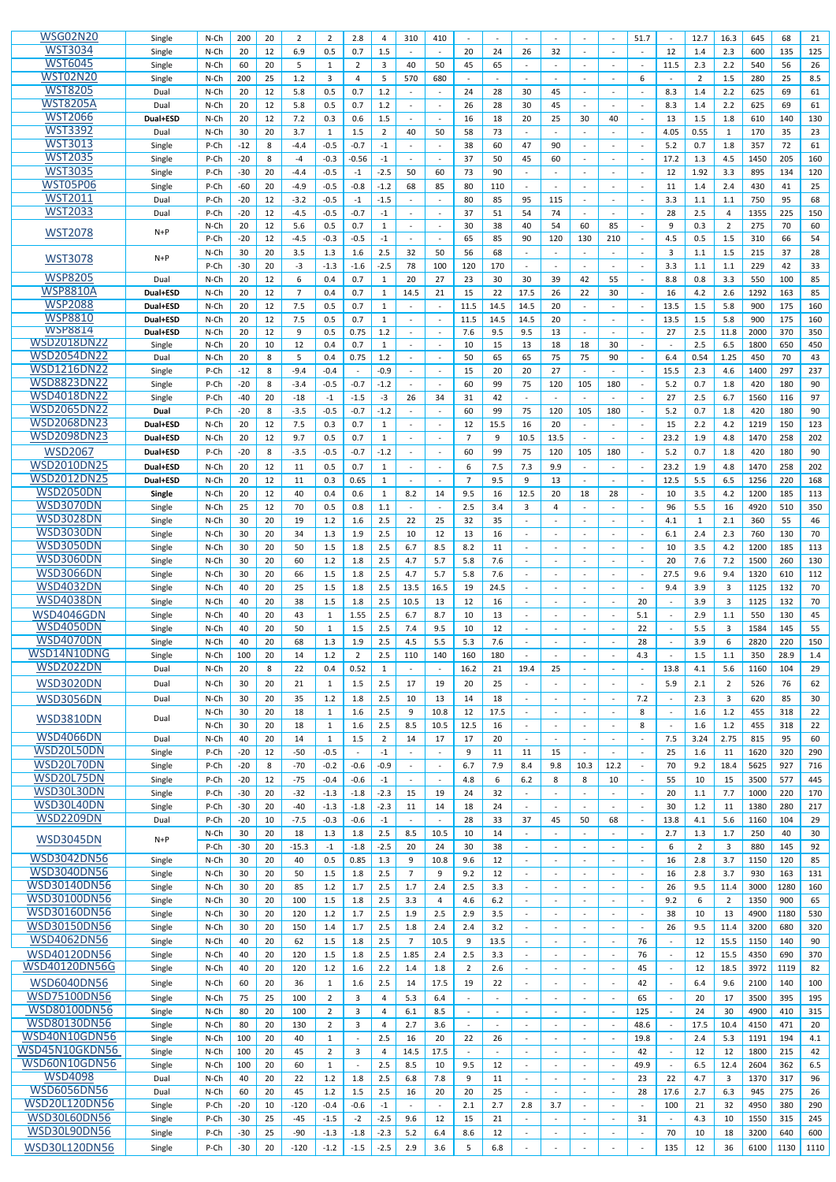| | | | | | | | | | | | | | | | | | | | | | | | |
|---|---|---|---|---|---|---|---|---|---|---|---|---|---|---|---|---|---|---|---|---|---|---|---|
| WSG02N20 | Single | N-Ch | 200 | 20 | 2 | 2 | 2.8 | 4 | 310 | 410 | - | - | - | - | - | - | 51.7 | - | 12.7 | 16.3 | 645 | 68 | 21 |
| WST3034 | Single | N-Ch | 20 | 12 | 6.9 | 0.5 | 0.7 | 1.5 | - | - | 20 | 24 | 26 | 32 | - | - | - | 12 | 1.4 | 2.3 | 600 | 135 | 125 |
| WST6045 | Single | N-Ch | 60 | 20 | 5 | 1 | 2 | 3 | 40 | 50 | 45 | 65 | - | - | - | - | - | 11.5 | 2.3 | 2.2 | 540 | 56 | 26 |
| WST02N20 | Single | N-Ch | 200 | 25 | 1.2 | 3 | 4 | 5 | 570 | 680 | - | - | - | - | - | - | 6 | - | 2 | 1.5 | 280 | 25 | 8.5 |
| WST8205 | Dual | N-Ch | 20 | 12 | 5.8 | 0.5 | 0.7 | 1.2 | - | - | 24 | 28 | 30 | 45 | - | - | - | 8.3 | 1.4 | 2.2 | 625 | 69 | 61 |
| WST8205A | Dual | N-Ch | 20 | 12 | 5.8 | 0.5 | 0.7 | 1.2 | - | - | 26 | 28 | 30 | 45 | - | - | - | 8.3 | 1.4 | 2.2 | 625 | 69 | 61 |
| WST2066 | Dual+ESD | N-Ch | 20 | 12 | 7.2 | 0.3 | 0.6 | 1.5 | - | - | 16 | 18 | 20 | 25 | 30 | 40 | - | 13 | 1.5 | 1.8 | 610 | 140 | 130 |
| WST3392 | Dual | N-Ch | 30 | 20 | 3.7 | 1 | 1.5 | 2 | 40 | 50 | 58 | 73 | - | - | - | - | - | 4.05 | 0.55 | 1 | 170 | 35 | 23 |
| WST3013 | Single | P-Ch | -12 | 8 | -4.4 | -0.5 | -0.7 | -1 | - | - | 38 | 60 | 47 | 90 | - | - | - | 5.2 | 0.7 | 1.8 | 357 | 72 | 61 |
| WST2035 | Single | P-Ch | -20 | 8 | -4 | -0.3 | -0.56 | -1 | - | - | 37 | 50 | 45 | 60 | - | - | - | 17.2 | 1.3 | 4.5 | 1450 | 205 | 160 |
| WST3035 | Single | P-Ch | -30 | 20 | -4.4 | -0.5 | -1 | -2.5 | 50 | 60 | 73 | 90 | - | - | - | - | - | 12 | 1.92 | 3.3 | 895 | 134 | 120 |
| WST05P06 | Single | P-Ch | -60 | 20 | -4.9 | -0.5 | -0.8 | -1.2 | 68 | 85 | 80 | 110 | - | - | - | - | - | 11 | 1.4 | 2.4 | 430 | 41 | 25 |
| WST2011 | Dual | P-Ch | -20 | 12 | -3.2 | -0.5 | -1 | -1.5 | - | - | 80 | 85 | 95 | 115 | - | - | - | 3.3 | 1.1 | 1.1 | 750 | 95 | 68 |
| WST2033 | Dual | P-Ch | -20 | 12 | -4.5 | -0.5 | -0.7 | -1 | - | - | 37 | 51 | 54 | 74 | - | - | - | 28 | 2.5 | 4 | 1355 | 225 | 150 |
| WST2078 | N+P | N-Ch | 20 | 12 | 5.6 | 0.5 | 0.7 | 1 | - | - | 30 | 38 | 40 | 54 | 60 | 85 | - | 9 | 0.3 | 2 | 275 | 70 | 60 |
| | | P-Ch | -20 | 12 | -4.5 | -0.3 | -0.5 | -1 | - | - | 65 | 85 | 90 | 120 | 130 | 210 | - | 4.5 | 0.5 | 1.5 | 310 | 66 | 54 |
| WST3078 | N+P | N-Ch | 30 | 20 | 3.5 | 1.3 | 1.6 | 2.5 | 32 | 50 | 56 | 68 | - | - | - | - | - | 3 | 1.1 | 1.5 | 215 | 37 | 28 |
| | | P-Ch | -30 | 20 | -3 | -1.3 | -1.6 | -2.5 | 78 | 100 | 120 | 170 | - | - | - | - | - | 3.3 | 1.1 | 1.1 | 229 | 42 | 33 |
| WSP8205 | Dual | N-Ch | 20 | 12 | 6 | 0.4 | 0.7 | 1 | 20 | 27 | 23 | 30 | 30 | 39 | 42 | 55 | - | 8.8 | 0.8 | 3.3 | 550 | 100 | 85 |
| WSP8810A | Dual+ESD | N-Ch | 20 | 12 | 7 | 0.4 | 0.7 | 1 | 14.5 | 21 | 15 | 22 | 17.5 | 26 | 22 | 30 | - | 16 | 4.2 | 2.6 | 1292 | 163 | 85 |
| WSP2088 | Dual+ESD | N-Ch | 20 | 12 | 7.5 | 0.5 | 0.7 | 1 | - | - | 11.5 | 14.5 | 14.5 | 20 | - | - | - | 13.5 | 1.5 | 5.8 | 900 | 175 | 160 |
| WSP8810 | Dual+ESD | N-Ch | 20 | 12 | 7.5 | 0.5 | 0.7 | 1 | - | - | 11.5 | 14.5 | 14.5 | 20 | - | - | - | 13.5 | 1.5 | 5.8 | 900 | 175 | 160 |
| WSP8814 | Dual+ESD | N-Ch | 20 | 12 | 9 | 0.5 | 0.75 | 1.2 | - | - | 7.6 | 9.5 | 9.5 | 13 | - | - | - | 27 | 2.5 | 11.8 | 2000 | 370 | 350 |
| WSD2018DN22 | Single | N-Ch | 20 | 10 | 12 | 0.4 | 0.7 | 1 | - | - | 10 | 15 | 13 | 18 | 18 | 30 | - | - | 2.5 | 6.5 | 1800 | 650 | 450 |
| WSD2054DN22 | Dual | N-Ch | 20 | 8 | 5 | 0.4 | 0.75 | 1.2 | - | - | 50 | 65 | 65 | 75 | 75 | 90 | - | 6.4 | 0.54 | 1.25 | 450 | 70 | 43 |
| WSD1216DN22 | Single | P-Ch | -12 | 8 | -9.4 | -0.4 | - | -0.9 | - | - | 15 | 20 | 20 | 27 | - | - | - | 15.5 | 2.3 | 4.6 | 1400 | 297 | 237 |
| WSD8823DN22 | Single | P-Ch | -20 | 8 | -3.4 | -0.5 | -0.7 | -1.2 | - | - | 60 | 99 | 75 | 120 | 105 | 180 | - | 5.2 | 0.7 | 1.8 | 420 | 180 | 90 |
| WSD4018DN22 | Single | P-Ch | -40 | 20 | -18 | -1 | -1.5 | -3 | 26 | 34 | 31 | 42 | - | - | - | - | - | 27 | 2.5 | 6.7 | 1560 | 116 | 97 |
| WSD2065DN22 | Dual | P-Ch | -20 | 8 | -3.5 | -0.5 | -0.7 | -1.2 | - | - | 60 | 99 | 75 | 120 | 105 | 180 | - | 5.2 | 0.7 | 1.8 | 420 | 180 | 90 |
| WSD2068DN23 | Dual+ESD | N-Ch | 20 | 12 | 7.5 | 0.3 | 0.7 | 1 | - | - | 12 | 15.5 | 16 | 20 | - | - | - | 15 | 2.2 | 4.2 | 1219 | 150 | 123 |
| WSD2098DN23 | Dual+ESD | N-Ch | 20 | 12 | 9.7 | 0.5 | 0.7 | 1 | - | - | 7 | 9 | 10.5 | 13.5 | - | - | - | 23.2 | 1.9 | 4.8 | 1470 | 258 | 202 |
| WSD2067 | Dual+ESD | P-Ch | -20 | 8 | -3.5 | -0.5 | -0.7 | -1.2 | - | - | 60 | 99 | 75 | 120 | 105 | 180 | - | 5.2 | 0.7 | 1.8 | 420 | 180 | 90 |
| WSD2010DN25 | Dual+ESD | N-Ch | 20 | 12 | 11 | 0.5 | 0.7 | 1 | - | - | 6 | 7.5 | 7.3 | 9.9 | - | - | - | 23.2 | 1.9 | 4.8 | 1470 | 258 | 202 |
| WSD2012DN25 | Dual+ESD | N-Ch | 20 | 12 | 11 | 0.3 | 0.65 | 1 | - | - | 7 | 9.5 | 9 | 13 | - | - | - | 12.5 | 5.5 | 6.5 | 1256 | 220 | 168 |
| WSD2050DN | Single | N-Ch | 20 | 12 | 40 | 0.4 | 0.6 | 1 | 8.2 | 14 | 9.5 | 16 | 12.5 | 20 | 18 | 28 | - | 10 | 3.5 | 4.2 | 1200 | 185 | 113 |
| WSD3070DN | Single | N-Ch | 25 | 12 | 70 | 0.5 | 0.8 | 1.1 | - | - | 2.5 | 3.4 | 3 | 4 | - | - | - | 96 | 5.5 | 16 | 4920 | 510 | 350 |
| WSD3028DN | Single | N-Ch | 30 | 20 | 19 | 1.2 | 1.6 | 2.5 | 22 | 25 | 32 | 35 | - | - | - | - | - | 4.1 | 1 | 2.1 | 360 | 55 | 46 |
| WSD3030DN | Single | N-Ch | 30 | 20 | 34 | 1.3 | 1.9 | 2.5 | 10 | 12 | 13 | 16 | - | - | - | - | - | 6.1 | 2.4 | 2.3 | 760 | 130 | 70 |
| WSD3050DN | Single | N-Ch | 30 | 20 | 50 | 1.5 | 1.8 | 2.5 | 6.7 | 8.5 | 8.2 | 11 | - | - | - | - | - | 10 | 3.5 | 4.2 | 1200 | 185 | 113 |
| WSD3060DN | Single | N-Ch | 30 | 20 | 60 | 1.2 | 1.8 | 2.5 | 4.7 | 5.7 | 5.8 | 7.6 | - | - | - | - | - | 20 | 7.6 | 7.2 | 1500 | 260 | 130 |
| WSD3066DN | Single | N-Ch | 30 | 20 | 66 | 1.5 | 1.8 | 2.5 | 4.7 | 5.7 | 5.8 | 7.6 | - | - | - | - | - | 27.5 | 9.6 | 9.4 | 1320 | 610 | 112 |
| WSD4032DN | Single | N-Ch | 40 | 20 | 25 | 1.5 | 1.8 | 2.5 | 13.5 | 16.5 | 19 | 24.5 | - | - | - | - | - | 9.4 | 3.9 | 3 | 1125 | 132 | 70 |
| WSD4038DN | Single | N-Ch | 40 | 20 | 38 | 1.5 | 1.8 | 2.5 | 10.5 | 13 | 12 | 16 | - | - | - | - | 20 | - | 3.9 | 3 | 1125 | 132 | 70 |
| WSD4046GDN | Single | N-Ch | 40 | 20 | 43 | 1 | 1.55 | 2.5 | 6.7 | 8.7 | 10 | 13 | - | - | - | - | 5.1 | - | 2.9 | 1.1 | 550 | 130 | 45 |
| WSD4050DN | Single | N-Ch | 40 | 20 | 50 | 1 | 1.5 | 2.5 | 7.4 | 9.5 | 10 | 12 | - | - | - | - | 22 | - | 5.5 | 3 | 1584 | 145 | 55 |
| WSD4070DN | Single | N-Ch | 40 | 20 | 68 | 1.3 | 1.9 | 2.5 | 4.5 | 5.5 | 5.3 | 7.6 | - | - | - | - | 28 | - | 3.9 | 6 | 2820 | 220 | 150 |
| WSD14N10DNG | Single | N-Ch | 100 | 20 | 14 | 1.2 | 2 | 2.5 | 110 | 140 | 160 | 180 | - | - | - | - | 4.3 | - | 1.5 | 1.1 | 350 | 28.9 | 1.4 |
| WSD2022DN | Dual | N-Ch | 20 | 8 | 22 | 0.4 | 0.52 | 1 | - | - | 16.2 | 21 | 19.4 | 25 | - | - | - | 13.8 | 4.1 | 5.6 | 1160 | 104 | 29 |
| WSD3020DN | Dual | N-Ch | 30 | 20 | 21 | 1 | 1.5 | 2.5 | 17 | 19 | 20 | 25 | - | - | - | - | - | 5.9 | 2.1 | 2 | 526 | 76 | 62 |
| WSD3056DN | Dual | N-Ch | 30 | 20 | 35 | 1.2 | 1.8 | 2.5 | 10 | 13 | 14 | 18 | - | - | - | - | 7.2 | - | 2.3 | 3 | 620 | 85 | 30 |
| WSD3810DN | Dual | N-Ch | 30 | 20 | 18 | 1 | 1.6 | 2.5 | 9 | 10.8 | 12 | 17.5 | - | - | - | - | 8 | - | 1.6 | 1.2 | 455 | 318 | 22 |
| | | N-Ch | 30 | 20 | 18 | 1 | 1.6 | 2.5 | 8.5 | 10.5 | 12.5 | 16 | - | - | - | - | 8 | - | 1.6 | 1.2 | 455 | 318 | 22 |
| WSD4066DN | Dual | N-Ch | 40 | 20 | 14 | 1 | 1.5 | 2 | 14 | 17 | 17 | 20 | - | - | - | - | - | 7.5 | 3.24 | 2.75 | 815 | 95 | 60 |
| WSD20L50DN | Single | P-Ch | -20 | 12 | -50 | -0.5 | - | -1 | - | - | 9 | 11 | 11 | 15 | - | - | - | 25 | 1.6 | 11 | 1620 | 320 | 290 |
| WSD20L70DN | Single | P-Ch | -20 | 8 | -70 | -0.2 | -0.6 | -0.9 | - | - | 6.7 | 7.9 | 8.4 | 9.8 | 10.3 | 12.2 | - | 70 | 9.2 | 18.4 | 5625 | 927 | 716 |
| WSD20L75DN | Single | P-Ch | -20 | 12 | -75 | -0.4 | -0.6 | -1 | - | - | 4.8 | 6 | 6.2 | 8 | 8 | 10 | - | 55 | 10 | 15 | 3500 | 577 | 445 |
| WSD30L30DN | Single | P-Ch | -30 | 20 | -32 | -1.3 | -1.8 | -2.3 | 15 | 19 | 24 | 32 | - | - | - | - | - | 20 | 1.1 | 7.7 | 1000 | 220 | 170 |
| WSD30L40DN | Single | P-Ch | -30 | 20 | -40 | -1.3 | -1.8 | -2.3 | 11 | 14 | 18 | 24 | - | - | - | - | - | 30 | 1.2 | 11 | 1380 | 280 | 217 |
| WSD2209DN | Dual | P-Ch | -20 | 10 | -7.5 | -0.3 | -0.6 | -1 | - | - | 28 | 33 | 37 | 45 | 50 | 68 | - | 13.8 | 4.1 | 5.6 | 1160 | 104 | 29 |
| WSD3045DN | N+P | N-Ch | 30 | 20 | 18 | 1.3 | 1.8 | 2.5 | 8.5 | 10.5 | 10 | 14 | - | - | - | - | - | 2.7 | 1.3 | 1.7 | 250 | 40 | 30 |
| | | P-Ch | -30 | 20 | -15.3 | -1 | -1.8 | -2.5 | 20 | 24 | 30 | 38 | - | - | - | - | - | 6 | 2 | 3 | 880 | 145 | 92 |
| WSD3042DN56 | Single | N-Ch | 30 | 20 | 40 | 0.5 | 0.85 | 1.3 | 9 | 10.8 | 9.6 | 12 | - | - | - | - | - | 16 | 2.8 | 3.7 | 1150 | 120 | 85 |
| WSD3040DN56 | Single | N-Ch | 30 | 20 | 50 | 1.5 | 1.8 | 2.5 | 7 | 9 | 9.2 | 12 | - | - | - | - | - | 16 | 2.8 | 3.7 | 930 | 163 | 131 |
| WSD30140DN56 | Single | N-Ch | 30 | 20 | 85 | 1.2 | 1.7 | 2.5 | 1.7 | 2.4 | 2.5 | 3.3 | - | - | - | - | - | 26 | 9.5 | 11.4 | 3000 | 1280 | 160 |
| WSD30100DN56 | Single | N-Ch | 30 | 20 | 100 | 1.5 | 1.8 | 2.5 | 3.3 | 4 | 4.6 | 6.2 | - | - | - | - | - | 9.2 | 6 | 2 | 1350 | 900 | 65 |
| WSD30160DN56 | Single | N-Ch | 30 | 20 | 120 | 1.2 | 1.7 | 2.5 | 1.9 | 2.5 | 2.9 | 3.5 | - | - | - | - | - | 38 | 10 | 13 | 4900 | 1180 | 530 |
| WSD30150DN56 | Single | N-Ch | 30 | 20 | 150 | 1.4 | 1.7 | 2.5 | 1.8 | 2.4 | 2.4 | 3.2 | - | - | - | - | - | 26 | 9.5 | 11.4 | 3200 | 680 | 320 |
| WSD4062DN56 | Single | N-Ch | 40 | 20 | 62 | 1.5 | 1.8 | 2.5 | 7 | 10.5 | 9 | 13.5 | - | - | - | - | 76 | - | 12 | 15.5 | 1150 | 140 | 90 |
| WSD40120DN56 | Single | N-Ch | 40 | 20 | 120 | 1.5 | 1.8 | 2.5 | 1.85 | 2.4 | 2.5 | 3.3 | - | - | - | - | 76 | - | 12 | 15.5 | 4350 | 690 | 370 |
| WSD40120DN56G | Single | N-Ch | 40 | 20 | 120 | 1.2 | 1.6 | 2.2 | 1.4 | 1.8 | 2 | 2.6 | - | - | - | - | 45 | - | 12 | 18.5 | 3972 | 1119 | 82 |
| WSD6040DN56 | Single | N-Ch | 60 | 20 | 36 | 1 | 1.6 | 2.5 | 14 | 17.5 | 19 | 22 | - | - | - | - | 42 | - | 6.4 | 9.6 | 2100 | 140 | 100 |
| WSD75100DN56 | Single | N-Ch | 75 | 25 | 100 | 2 | 3 | 4 | 5.3 | 6.4 | - | - | - | - | - | - | 65 | - | 20 | 17 | 3500 | 395 | 195 |
| WSD80100DN56 | Single | N-Ch | 80 | 20 | 100 | 2 | 3 | 4 | 6.1 | 8.5 | - | - | - | - | - | - | 125 | - | 24 | 30 | 4900 | 410 | 315 |
| WSD80130DN56 | Single | N-Ch | 80 | 20 | 130 | 2 | 3 | 4 | 2.7 | 3.6 | - | - | - | - | - | - | 48.6 | - | 17.5 | 10.4 | 4150 | 471 | 20 |
| WSD40N10GDN56 | Single | N-Ch | 100 | 20 | 40 | 1 | - | 2.5 | 16 | 20 | 22 | 26 | - | - | - | - | 19.8 | - | 2.4 | 5.3 | 1191 | 194 | 4.1 |
| WSD45N10GKDN56 | Single | N-Ch | 100 | 20 | 45 | 2 | 3 | 4 | 14.5 | 17.5 | - | - | - | - | - | - | 42 | - | 12 | 12 | 1800 | 215 | 42 |
| WSD60N10GDN56 | Single | N-Ch | 100 | 20 | 60 | 1 | - | 2.5 | 8.5 | 10 | 9.5 | 12 | - | - | - | - | 49.9 | - | 6.5 | 12.4 | 2604 | 362 | 6.5 |
| WSD4098 | Dual | N-Ch | 40 | 20 | 22 | 1.2 | 1.8 | 2.5 | 6.8 | 7.8 | 9 | 11 | - | - | - | - | 23 | 22 | 4.7 | 3 | 1370 | 317 | 96 |
| WSD6056DN56 | Dual | N-Ch | 60 | 20 | 45 | 1.2 | 1.5 | 2.5 | 16 | 20 | 20 | 25 | - | - | - | - | 28 | 17.6 | 2.7 | 6.3 | 945 | 275 | 26 |
| WSD20L120DN56 | Single | P-Ch | -20 | 10 | -120 | -0.4 | -0.6 | -1 | - | - | 2.1 | 2.7 | 2.8 | 3.7 | - | - | - | 100 | 21 | 32 | 4950 | 380 | 290 |
| WSD30L60DN56 | Single | P-Ch | -30 | 25 | -45 | -1.5 | -2 | -2.5 | 9.6 | 12 | 15 | 21 | - | - | - | - | 31 | - | 4.3 | 10 | 1550 | 315 | 245 |
| WSD30L90DN56 | Single | P-Ch | -30 | 25 | -90 | -1.3 | -1.8 | -2.3 | 5.2 | 6.4 | 8.6 | 12 | - | - | - | - | - | 70 | 10 | 18 | 3200 | 640 | 600 |
| WSD30L120DN56 | Single | P-Ch | -30 | 20 | -120 | -1.2 | -1.5 | -2.5 | 2.9 | 3.6 | 5 | 6.8 | - | - | - | - | - | 135 | 12 | 36 | 6100 | 1130 | 1110 |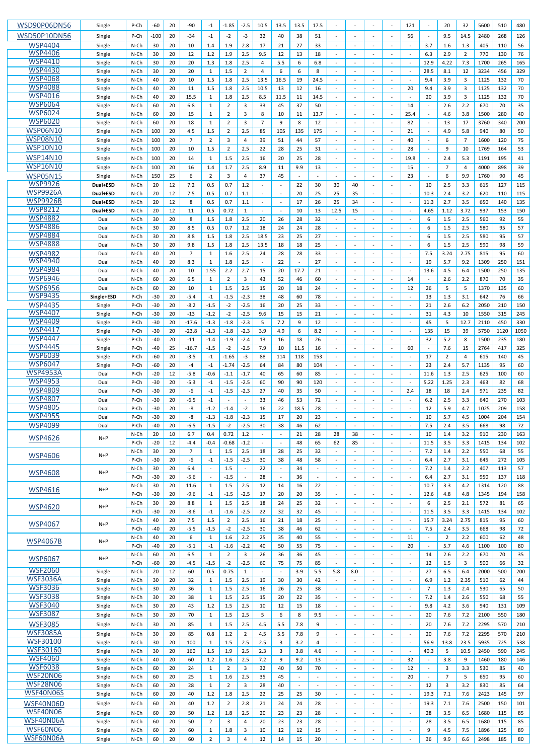| WSD90P06DN56 | Single | P-Ch | -60 | 20 | -90 | -1 | -1.85 | -2.5 | 10.5 | 13.5 | 13.5 | 17.5 | - | - | - | - | 121 | - | 20 | 32 | 5600 | 510 | 480 |
|---|---|---|---|---|---|---|---|---|---|---|---|---|---|---|---|---|---|---|---|---|---|---|---|
| WSD50P10DN56 | Single | P-Ch | -100 | 20 | -34 | -1 | -2 | -3 | 32 | 40 | 38 | 51 | - | - | - | - | 56 | - | 9.5 | 14.5 | 2480 | 268 | 126 |
| WSP4404 | Single | N-Ch | 30 | 20 | 10 | 1.4 | 1.9 | 2.8 | 17 | 21 | 27 | 33 | - | - | - | - | - | 3.7 | 1.6 | 1.3 | 405 | 110 | 56 |
| WSP4406 | Single | N-Ch | 30 | 20 | 12 | 1.2 | 1.9 | 2.5 | 9.5 | 12 | 13 | 18 | - | - | - | - | - | 6.3 | 2.9 | 2 | 770 | 130 | 76 |
| WSP4410 | Single | N-Ch | 30 | 20 | 20 | 1.3 | 1.8 | 2.5 | 4 | 5.5 | 6 | 6.8 | - | - | - | - | - | 12.9 | 4.22 | 7.3 | 1700 | 265 | 165 |
| WSP4430 | Single | N-Ch | 30 | 20 | 20 | 1 | 1.5 | 2 | 4 | 6 | 6 | 8 | - | - | - | - | - | 28.5 | 8.1 | 12 | 3234 | 456 | 329 |
| WSP4068 | Single | N-Ch | 40 | 20 | 10 | 1.5 | 1.8 | 2.5 | 13.5 | 16.5 | 19 | 24.5 | - | - | - | - | - | 9.4 | 3.9 | 3 | 1125 | 132 | 70 |
| WSP4088 | Single | N-Ch | 40 | 20 | 11 | 1.5 | 1.8 | 2.5 | 10.5 | 13 | 12 | 16 | - | - | - | - | 20 | 9.4 | 3.9 | 3 | 1125 | 132 | 70 |
| WSP4016 | Single | N-Ch | 40 | 20 | 15.5 | 1 | 1.8 | 2.5 | 8.5 | 11.5 | 11 | 14.5 | - | - | - | - | - | 20 | 3.9 | 3 | 1125 | 132 | 70 |
| WSP6064 | Single | N-Ch | 60 | 20 | 6.8 | 1 | 2 | 3 | 33 | 45 | 37 | 50 | - | - | - | - | 14 | - | 2.6 | 2.2 | 670 | 70 | 35 |
| WSP6024 | Single | N-Ch | 60 | 20 | 15 | 1 | 2 | 3 | 8 | 10 | 11 | 13.7 | - | - | - | - | 25.4 | - | 4.6 | 3.8 | 1500 | 280 | 40 |
| WSP6020 | Single | N-Ch | 60 | 20 | 18 | 1 | 2 | 3 | 7 | 9 | 8 | 12 | - | - | - | - | 82 | - | 13 | 17 | 3760 | 340 | 200 |
| WSP06N10 | Single | N-Ch | 100 | 20 | 4.5 | 1.5 | 2 | 2.5 | 85 | 105 | 135 | 175 | - | - | - | - | 21 | - | 4.9 | 5.8 | 940 | 80 | 50 |
| WSP08N10 | Single | N-Ch | 100 | 20 | 7 | 2 | 3 | 4 | 39 | 51 | 44 | 57 | - | - | - | - | 40 | - | 6 | 7 | 1600 | 120 | 75 |
| WSP10N10 | Single | N-Ch | 100 | 20 | 10 | 1.5 | 2 | 2.5 | 22 | 28 | 25 | 31 | - | - | - | - | 28 | - | 9 | 10 | 1769 | 164 | 53 |
| WSP14N10 | Single | N-Ch | 100 | 20 | 14 | 1 | 1.5 | 2.5 | 16 | 20 | 25 | 28 | - | - | - | - | 19.8 | - | 2.4 | 5.3 | 1191 | 195 | 41 |
| WSP16N10 | Single | N-Ch | 100 | 20 | 16 | 1.4 | 1.7 | 2.5 | 8.9 | 11 | 9.9 | 13 | - | - | - | - | 15 | - | 7 | 4 | 4000 | 898 | 39 |
| WSP05N15 | Single | N-Ch | 150 | 25 | 6 | 2 | 3 | 4 | 37 | 45 | - | - | - | - | - | - | 23 | - | 6 | 9.9 | 1760 | 90 | 45 |
| WSP9926 | Dual+ESD | N-Ch | 20 | 12 | 7.2 | 0.5 | 0.7 | 1.2 | - | - | 22 | 30 | 30 | 40 | - | - | - | 10 | 2.5 | 3.3 | 615 | 127 | 115 |
| WSP9926A | Dual+ESD | N-Ch | 20 | 12 | 7.5 | 0.5 | 0.7 | 1.1 | - | - | 20 | 25 | 25 | 35 | - | - | - | 10.3 | 2.4 | 3.2 | 620 | 110 | 115 |
| WSP9926B | Dual+ESD | N-Ch | 20 | 12 | 8 | 0.5 | 0.7 | 1.1 | - | - | 17 | 26 | 25 | 34 | - | - | - | 11.3 | 2.7 | 3.5 | 650 | 140 | 135 |
| WSP8212 | Dual+ESD | N-Ch | 20 | 12 | 11 | 0.5 | 0.72 | 1 | - | - | 10 | 13 | 12.5 | 15 | - | - | - | 4.65 | 1.12 | 3.72 | 937 | 153 | 150 |
| WSP4882 | Dual | N-Ch | 30 | 20 | 8 | 1.5 | 1.8 | 2.5 | 20 | 26 | 28 | 32 | - | - | - | - | - | 6 | 1.5 | 2.5 | 560 | 92 | 55 |
| WSP4886 | Dual | N-Ch | 30 | 20 | 8.5 | 0.5 | 0.7 | 1.2 | 18 | 24 | 24 | 28 | - | - | - | - | - | 6 | 1.5 | 2.5 | 580 | 95 | 57 |
| WSP4884 | Dual | N-Ch | 30 | 20 | 8.8 | 1.5 | 1.8 | 2.5 | 18.5 | 23 | 25 | 27 | - | - | - | - | - | 6 | 1.5 | 2.5 | 580 | 95 | 57 |
| WSP4888 | Dual | N-Ch | 30 | 20 | 9.8 | 1.5 | 1.8 | 2.5 | 13.5 | 18 | 18 | 25 | - | - | - | - | - | 6 | 1.5 | 2.5 | 590 | 98 | 59 |
| WSP4982 | Dual | N-Ch | 40 | 20 | 7 | 1 | 1.6 | 2.5 | 24 | 28 | 28 | 33 | - | - | - | - | - | 7.5 | 3.24 | 2.75 | 815 | 95 | 60 |
| WSP4940 | Dual | N-Ch | 40 | 20 | 8.3 | 1 | 1.8 | 2.5 | - | 22 | - | 27 | - | - | - | - | - | 19 | 5.7 | 9.2 | 1309 | 250 | 151 |
| WSP4984 | Dual | N-Ch | 40 | 20 | 10 | 1.55 | 2.2 | 2.7 | 15 | 20 | 17.7 | 21 | - | - | - | - | - | 13.6 | 4.5 | 6.4 | 1500 | 250 | 135 |
| WSP6946 | Dual | N-Ch | 60 | 20 | 6.5 | 1 | 2 | 3 | 43 | 52 | 46 | 60 | - | - | - | - | 14 | - | 2.6 | 2.2 | 870 | 70 | 35 |
| WSP6956 | Dual | N-Ch | 60 | 20 | 10 | 1 | 1.5 | 2.5 | 15 | 20 | 18 | 24 | - | - | - | - | 12 | 26 | 5 | 5 | 1370 | 135 | 60 |
| WSP9435 | Single+ESD | P-Ch | -30 | 20 | -5.4 | -1 | -1.5 | -2.3 | 38 | 48 | 60 | 78 | - | - | - | - | - | 13 | 1.3 | 3.1 | 642 | 76 | 66 |
| WSP4435 | Single | P-Ch | -30 | 20 | -8.2 | -1.5 | -2 | -2.5 | 16 | 20 | 25 | 33 | - | - | - | - | - | 21 | 2.6 | 6.2 | 2050 | 210 | 150 |
| WSP4407 | Single | P-Ch | -30 | 20 | -13 | -1.2 | -2 | -2.5 | 9.6 | 15 | 15 | 21 | - | - | - | - | - | 31 | 4.3 | 10 | 1550 | 315 | 245 |
| WSP4409 | Single | P-Ch | -30 | 20 | -17.6 | -1.3 | -1.8 | -2.3 | 5 | 7.2 | 9 | 12 | - | - | - | - | - | 45 | 5 | 12.7 | 2110 | 450 | 330 |
| WSP4417 | Single | P-Ch | -30 | 20 | -23.8 | -1.3 | -1.8 | -2.3 | 3.9 | 4.9 | 6 | 8.2 | - | - | - | - | - | 135 | 15 | 39 | 5750 | 1120 | 1050 |
| WSP4447 | Single | P-Ch | -40 | 20 | -11 | -1.4 | -1.9 | -2.4 | 13 | 16 | 18 | 26 | - | - | - | - | - | 32 | 5.2 | 8 | 1500 | 235 | 180 |
| WSP4445 | Single | P-Ch | -40 | 25 | -16.7 | -1.5 | -2 | -2.5 | 7.9 | 10 | 11.5 | 16 | - | - | - | - | 60 | - | 7.6 | 15 | 2764 | 417 | 325 |
| WSP6039 | Single | P-Ch | -60 | 20 | -3.5 | -1 | -1.65 | -3 | 88 | 114 | 118 | 153 | - | - | - | - | - | 17 | 2 | 4 | 615 | 140 | 45 |
| WSP6047 | Single | P-Ch | -60 | 20 | -4 | -1 | -1.74 | -2.5 | 64 | 84 | 80 | 104 | - | - | - | - | - | 23 | 2.4 | 5.7 | 1135 | 95 | 60 |
| WSP4953A | Dual | P-Ch | -20 | 12 | -5.8 | -0.6 | -1.1 | -1.7 | 40 | 65 | 60 | 85 | - | - | - | - | - | 11.6 | 1.3 | 2.5 | 625 | 100 | 60 |
| WSP4953 | Dual | P-Ch | -30 | 20 | -5.3 | -1 | -1.5 | -2.5 | 60 | 90 | 90 | 120 | - | - | - | - | - | 5.22 | 1.25 | 2.3 | 463 | 82 | 68 |
| WSP4809 | Dual | P-Ch | -30 | 20 | -6 | -1 | -1.5 | -2.3 | 27 | 40 | 35 | 50 | - | - | - | - | 2.4 | 18 | 18 | 2.4 | 971 | 235 | 82 |
| WSP4807 | Dual | P-Ch | -30 | 20 | -6.5 | -1 | - | - | 33 | 46 | 53 | 72 | - | - | - | - | - | 6.2 | 2.5 | 3.3 | 640 | 270 | 103 |
| WSP4805 | Dual | P-Ch | -30 | 20 | -8 | -1.2 | -1.4 | -2 | 16 | 22 | 18.5 | 28 | - | - | - | - | - | 12 | 5.9 | 4.7 | 1025 | 209 | 158 |
| WSP4955 | Dual | P-Ch | -30 | 20 | -8 | -1.3 | -1.8 | -2.3 | 15 | 17 | 20 | 23 | - | - | - | - | - | 10 | 5.7 | 4.5 | 1004 | 204 | 154 |
| WSP4099 | Dual | P-Ch | -40 | 20 | -6.5 | -1.5 | -2 | -2.5 | 30 | 38 | 46 | 62 | - | - | - | - | - | 7.5 | 2.4 | 3.5 | 668 | 98 | 72 |
| WSP4626 | N+P | N-Ch | 20 | 10 | 6.7 | 0.4 | 0.72 | 1.2 | - | - | 21 | 28 | 28 | 38 | - | - | - | 10 | 1.4 | 3.2 | 910 | 230 | 163 |
| | | P-Ch | -20 | 12 | -4.4 | -0.4 | -0.68 | -1.2 | - | - | 48 | 65 | 62 | 85 | - | - | - | 11.5 | 3.5 | 3.3 | 1415 | 134 | 102 |
| WSP4606 | N+P | N-Ch | 30 | 20 | 7 | 1 | 1.5 | 2.5 | 18 | 28 | 25 | 32 | - | - | - | - | - | 7.2 | 1.4 | 2.2 | 550 | 68 | 55 |
| | | P-Ch | -30 | 20 | -6 | -1 | -1.5 | -2.5 | 30 | 38 | 48 | 58 | - | - | - | - | - | 6.4 | 2.7 | 3.1 | 645 | 272 | 105 |
| WSP4608 | N+P | N-Ch | 30 | 20 | 6.4 | - | 1.5 | - | 22 | - | 34 | - | - | - | - | - | - | 7.2 | 1.4 | 2.2 | 407 | 113 | 57 |
| | | P-Ch | -30 | 20 | -5.6 | - | -1.5 | - | 28 | - | 36 | - | - | - | - | - | - | 6.4 | 2.7 | 3.1 | 950 | 137 | 118 |
| WSP4616 | N+P | N-Ch | 30 | 20 | 11.6 | 1 | 1.5 | 2.5 | 12 | 14 | 16 | 22 | - | - | - | - | - | 10.7 | 3.3 | 4.2 | 1314 | 120 | 88 |
| | | P-Ch | -30 | 20 | -9.6 | -1 | -1.5 | -2.5 | 17 | 20 | 20 | 35 | - | - | - | - | - | 12.6 | 4.8 | 4.8 | 1345 | 194 | 158 |
| WSP4620 | N+P | N-Ch | 30 | 20 | 8.8 | 1 | 1.5 | 2.5 | 18 | 24 | 25 | 32 | - | - | - | - | - | 6 | 2.5 | 2.1 | 572 | 81 | 65 |
| | | P-Ch | -30 | 20 | -8.6 | -1 | -1.6 | -2.5 | 22 | 32 | 32 | 45 | - | - | - | - | - | 11.5 | 3.5 | 3.3 | 1415 | 134 | 102 |
| WSP4067 | N+P | N-Ch | 40 | 20 | 7.5 | 1.5 | 2 | 2.5 | 16 | 21 | 18 | 25 | - | - | - | - | - | 15.7 | 3.24 | 2.75 | 815 | 95 | 60 |
| | | P-Ch | -40 | 20 | -5.5 | -1.5 | -2 | -2.5 | 30 | 38 | 46 | 62 | - | - | - | - | - | 7.5 | 2.4 | 3.5 | 668 | 98 | 72 |
| WSP4067B | N+P | N-Ch | 40 | 20 | 6 | 1 | 1.6 | 2.2 | 25 | 35 | 40 | 55 | - | - | - | - | 11 | - | 2 | 2.2 | 600 | 62 | 48 |
| | | P-Ch | -40 | 20 | -5.1 | -1 | -1.6 | -2.2 | 40 | 50 | 55 | 75 | - | - | - | - | 20 | - | 5.7 | 4.6 | 1100 | 100 | 80 |
| WSP6067 | N+P | N-Ch | 60 | 20 | 6.5 | 1 | 2 | 3 | 26 | 36 | 36 | 45 | - | - | - | - | - | 14 | 2.6 | 2.2 | 670 | 70 | 35 |
| | | P-Ch | -60 | 20 | -4.5 | -1.5 | -2 | -2.5 | 60 | 75 | 75 | 85 | - | - | - | - | - | 12 | 1.5 | 3 | 500 | 66 | 32 |
| WSF2060 | Single | N-Ch | 20 | 12 | 60 | 0.5 | 0.75 | 1 | - | - | 3.9 | 5.5 | 5.8 | 8.0 | - | - | - | 27 | 6.5 | 6.4 | 2000 | 500 | 200 |
| WSF3036A | Single | N-Ch | 30 | 20 | 32 | 1 | 1.5 | 2.5 | 19 | 30 | 30 | 42 | - | - | - | - | - | 6.9 | 1.2 | 2.35 | 510 | 62 | 44 |
| WSF3036 | Single | N-Ch | 30 | 20 | 36 | 1 | 1.5 | 2.5 | 16 | 26 | 25 | 38 | - | - | - | - | - | 7 | 1.3 | 2.4 | 530 | 65 | 50 |
| WSF3038 | Single | N-Ch | 30 | 20 | 38 | 1 | 1.5 | 2.5 | 15 | 20 | 22 | 35 | - | - | - | - | - | 7.2 | 1.4 | 2.6 | 550 | 68 | 55 |
| WSF3040 | Single | N-Ch | 30 | 20 | 43 | 1.2 | 1.5 | 2.5 | 10 | 12 | 15 | 18 | - | - | - | - | - | 9.8 | 4.2 | 3.6 | 940 | 131 | 109 |
| WSF3087 | Single | N-Ch | 30 | 20 | 70 | 1 | 1.5 | 2.5 | 5 | 6 | 8 | 9.5 | - | - | - | - | - | 20 | 7.6 | 7.2 | 2100 | 550 | 180 |
| WSF3085 | Single | N-Ch | 30 | 20 | 85 | 1 | 1.5 | 2.5 | 4.5 | 5.5 | 7.8 | 9 | - | - | - | - | - | 20 | 7.6 | 7.2 | 2295 | 570 | 210 |
| WSF3085A | Single | N-Ch | 30 | 20 | 85 | 0.8 | 1.2 | 2 | 4.5 | 5.5 | 7.8 | 9 | - | - | - | - | - | 20 | 7.6 | 7.2 | 2295 | 570 | 210 |
| WSF30100 | Single | N-Ch | 30 | 20 | 100 | 1 | 1.5 | 2.5 | 2.5 | 3 | 3.2 | 4 | - | - | - | - | - | 56.9 | 13.8 | 23.5 | 5935 | 725 | 538 |
| WSF30160 | Single | N-Ch | 30 | 20 | 160 | 1.5 | 1.9 | 2.5 | 2.3 | 3 | 3.8 | 4.6 | - | - | - | - | - | 40.3 | 5 | 10.5 | 2450 | 590 | 245 |
| WSF4060 | Single | N-Ch | 40 | 20 | 60 | 1.2 | 1.6 | 2.5 | 7.2 | 9 | 9.2 | 13 | - | - | - | - | 32 | - | 3.8 | 9 | 1460 | 180 | 146 |
| WSF6038 | Single | N-Ch | 60 | 20 | 24 | 1 | 2 | 3 | 32 | 40 | 50 | 70 | - | - | - | - | 12 | - | 3 | 3.3 | 530 | 85 | 40 |
| WSF20N06 | Single | N-Ch | 60 | 20 | 25 | 1 | 1.6 | 2.5 | 35 | 45 | - | - | - | - | - | - | 20 | - | 7 | 5 | 650 | 95 | 60 |
| WSF28N06 | Single | N-Ch | 60 | 20 | 28 | 1 | 2 | 3 | 28 | 40 | - | - | - | - | - | - | - | 12 | 3 | 3.2 | 830 | 85 | 64 |
| WSF40N06S | Single | N-Ch | 60 | 20 | 40 | 1.2 | 1.8 | 2.5 | 22 | 25 | 25 | 30 | - | - | - | - | - | 19.3 | 7.1 | 7.6 | 2423 | 145 | 97 |
| WSF40N06D | Single | N-Ch | 60 | 20 | 40 | 1.2 | 2 | 2.8 | 21 | 24 | 24 | 28 | - | - | - | - | - | 19.3 | 7.1 | 7.6 | 2500 | 150 | 101 |
| WSF40N06 | Single | N-Ch | 60 | 20 | 50 | 1.2 | 1.8 | 2.5 | 20 | 23 | 23 | 28 | - | - | - | - | - | 28 | 3.5 | 6.5 | 1680 | 115 | 85 |
| WSF40N06A | Single | N-Ch | 60 | 20 | 50 | 2 | 3 | 4 | 20 | 23 | 23 | 28 | - | - | - | - | - | 28 | 3.5 | 6.5 | 1680 | 115 | 85 |
| WSF60N06 | Single | N-Ch | 60 | 20 | 60 | 1 | 1.8 | 3 | 10 | 12 | 12 | 15 | - | - | - | - | - | 9 | 4.5 | 7.5 | 1896 | 125 | 89 |
| WSF60N06A | Single | N-Ch | 60 | 20 | 60 | 2 | 3 | 4 | 12 | 14 | 15 | 20 | - | - | - | - | - | 36 | 9.9 | 6.6 | 2498 | 185 | 80 |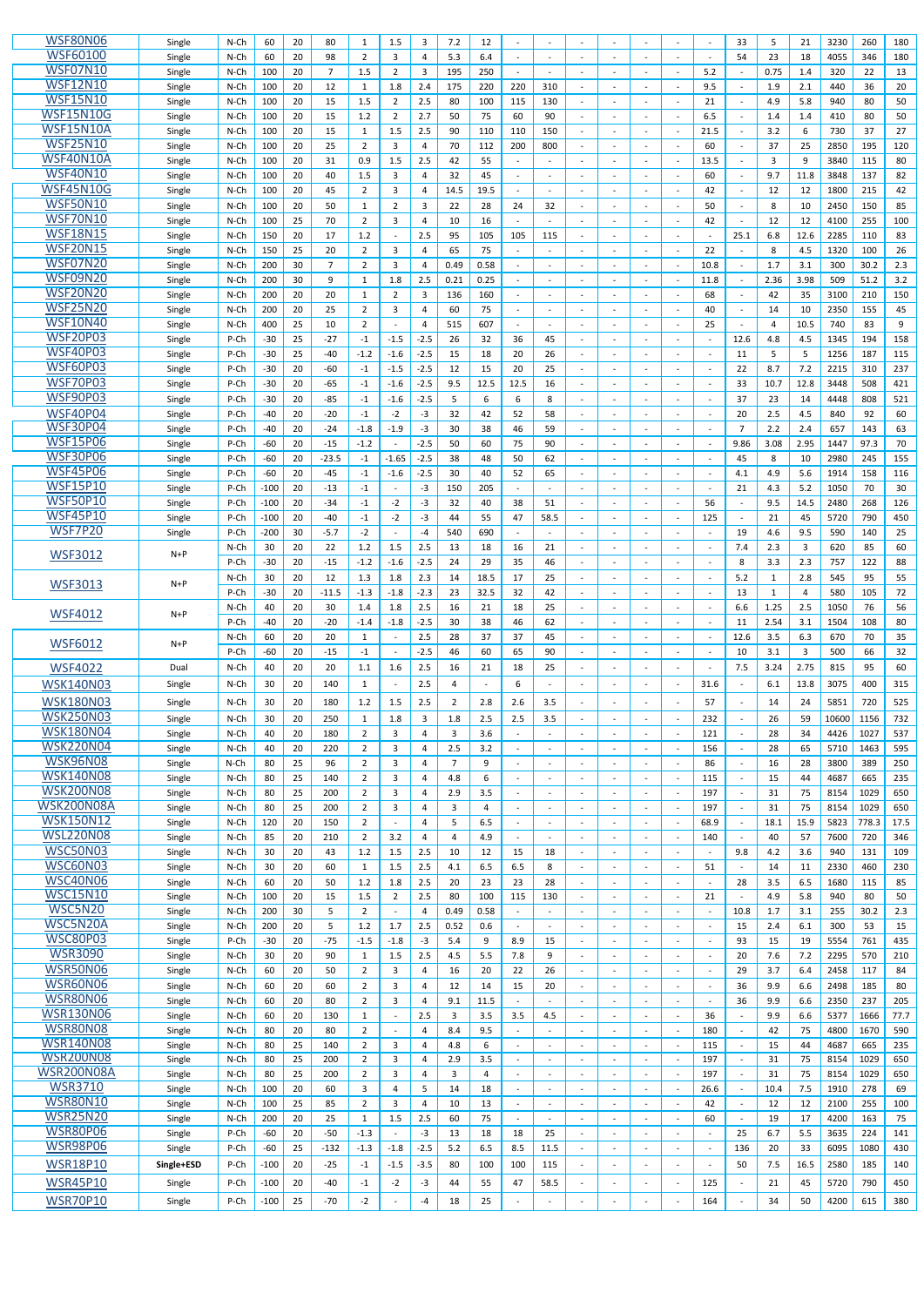| | | | | | | | | | | | | | | | | | | | | | | | |
|---|---|---|---|---|---|---|---|---|---|---|---|---|---|---|---|---|---|---|---|---|---|---|---|
| WSF80N06 | Single | N-Ch | 60 | 20 | 80 | 1 | 1.5 | 3 | 7.2 | 12 | - | - | - | - | - | - | - | 33 | 5 | 21 | 3230 | 260 | 180 |
| WSF60100 | Single | N-Ch | 60 | 20 | 98 | 2 | 3 | 4 | 5.3 | 6.4 | - | - | - | - | - | - | - | 54 | 23 | 18 | 4055 | 346 | 180 |
| WSF07N10 | Single | N-Ch | 100 | 20 | 7 | 1.5 | 2 | 3 | 195 | 250 | - | - | - | - | - | - | 5.2 | - | 0.75 | 1.4 | 320 | 22 | 13 |
| WSF12N10 | Single | N-Ch | 100 | 20 | 12 | 1 | 1.8 | 2.4 | 175 | 220 | 220 | 310 | - | - | - | - | 9.5 | - | 1.9 | 2.1 | 440 | 36 | 20 |
| WSF15N10 | Single | N-Ch | 100 | 20 | 15 | 1.5 | 2 | 2.5 | 80 | 100 | 115 | 130 | - | - | - | - | 21 | - | 4.9 | 5.8 | 940 | 80 | 50 |
| WSF15N10G | Single | N-Ch | 100 | 20 | 15 | 1.2 | 2 | 2.7 | 50 | 75 | 60 | 90 | - | - | - | - | 6.5 | - | 1.4 | 1.4 | 410 | 80 | 50 |
| WSF15N10A | Single | N-Ch | 100 | 20 | 15 | 1 | 1.5 | 2.5 | 90 | 110 | 110 | 150 | - | - | - | - | 21.5 | - | 3.2 | 6 | 730 | 37 | 27 |
| WSF25N10 | Single | N-Ch | 100 | 20 | 25 | 2 | 3 | 4 | 70 | 112 | 200 | 800 | - | - | - | - | 60 | - | 37 | 25 | 2850 | 195 | 120 |
| WSF40N10A | Single | N-Ch | 100 | 20 | 31 | 0.9 | 1.5 | 2.5 | 42 | 55 | - | - | - | - | - | - | 13.5 | - | 3 | 9 | 3840 | 115 | 80 |
| WSF40N10 | Single | N-Ch | 100 | 20 | 40 | 1.5 | 3 | 4 | 32 | 45 | - | - | - | - | - | - | 60 | - | 9.7 | 11.8 | 3848 | 137 | 82 |
| WSF45N10G | Single | N-Ch | 100 | 20 | 45 | 2 | 3 | 4 | 14.5 | 19.5 | - | - | - | - | - | - | 42 | - | 12 | 12 | 1800 | 215 | 42 |
| WSF50N10 | Single | N-Ch | 100 | 20 | 50 | 1 | 2 | 3 | 22 | 28 | 24 | 32 | - | - | - | - | 50 | - | 8 | 10 | 2450 | 150 | 85 |
| WSF70N10 | Single | N-Ch | 100 | 25 | 70 | 2 | 3 | 4 | 10 | 16 | - | - | - | - | - | - | 42 | - | 12 | 12 | 4100 | 255 | 100 |
| WSF18N15 | Single | N-Ch | 150 | 20 | 17 | 1.2 | - | 2.5 | 95 | 105 | 105 | 115 | - | - | - | - | - | 25.1 | 6.8 | 12.6 | 2285 | 110 | 83 |
| WSF20N15 | Single | N-Ch | 150 | 25 | 20 | 2 | 3 | 4 | 65 | 75 | - | - | - | - | - | - | 22 | - | 8 | 4.5 | 1320 | 100 | 26 |
| WSF07N20 | Single | N-Ch | 200 | 30 | 7 | 2 | 3 | 4 | 0.49 | 0.58 | - | - | - | - | - | - | 10.8 | - | 1.7 | 3.1 | 300 | 30.2 | 2.3 |
| WSF09N20 | Single | N-Ch | 200 | 30 | 9 | 1 | 1.8 | 2.5 | 0.21 | 0.25 | - | - | - | - | - | - | 11.8 | - | 2.36 | 3.98 | 509 | 51.2 | 3.2 |
| WSF20N20 | Single | N-Ch | 200 | 20 | 20 | 1 | 2 | 3 | 136 | 160 | - | - | - | - | - | - | 68 | - | 42 | 35 | 3100 | 210 | 150 |
| WSF25N20 | Single | N-Ch | 200 | 20 | 25 | 2 | 3 | 4 | 60 | 75 | - | - | - | - | - | - | 40 | - | 14 | 10 | 2350 | 155 | 45 |
| WSF10N40 | Single | N-Ch | 400 | 25 | 10 | 2 | - | 4 | 515 | 607 | - | - | - | - | - | - | 25 | - | 4 | 10.5 | 740 | 83 | 9 |
| WSF20P03 | Single | P-Ch | -30 | 25 | -27 | -1 | -1.5 | -2.5 | 26 | 32 | 36 | 45 | - | - | - | - | - | 12.6 | 4.8 | 4.5 | 1345 | 194 | 158 |
| WSF40P03 | Single | P-Ch | -30 | 25 | -40 | -1.2 | -1.6 | -2.5 | 15 | 18 | 20 | 26 | - | - | - | - | - | 11 | 5 | 5 | 1256 | 187 | 115 |
| WSF60P03 | Single | P-Ch | -30 | 20 | -60 | -1 | -1.5 | -2.5 | 12 | 15 | 20 | 25 | - | - | - | - | - | 22 | 8.7 | 7.2 | 2215 | 310 | 237 |
| WSF70P03 | Single | P-Ch | -30 | 20 | -65 | -1 | -1.6 | -2.5 | 9.5 | 12.5 | 12.5 | 16 | - | - | - | - | - | 33 | 10.7 | 12.8 | 3448 | 508 | 421 |
| WSF90P03 | Single | P-Ch | -30 | 20 | -85 | -1 | -1.6 | -2.5 | 5 | 6 | 6 | 8 | - | - | - | - | - | 37 | 23 | 14 | 4448 | 808 | 521 |
| WSF40P04 | Single | P-Ch | -40 | 20 | -20 | -1 | -2 | -3 | 32 | 42 | 52 | 58 | - | - | - | - | - | 20 | 2.5 | 4.5 | 840 | 92 | 60 |
| WSF30P04 | Single | P-Ch | -40 | 20 | -24 | -1.8 | -1.9 | -3 | 30 | 38 | 46 | 59 | - | - | - | - | - | 7 | 2.2 | 2.4 | 657 | 143 | 63 |
| WSF15P06 | Single | P-Ch | -60 | 20 | -15 | -1.2 | - | -2.5 | 50 | 60 | 75 | 90 | - | - | - | - | - | 9.86 | 3.08 | 2.95 | 1447 | 97.3 | 70 |
| WSF30P06 | Single | P-Ch | -60 | 20 | -23.5 | -1 | -1.65 | -2.5 | 38 | 48 | 50 | 62 | - | - | - | - | - | 45 | 8 | 10 | 2980 | 245 | 155 |
| WSF45P06 | Single | P-Ch | -60 | 20 | -45 | -1 | -1.6 | -2.5 | 30 | 40 | 52 | 65 | - | - | - | - | - | 4.1 | 4.9 | 5.6 | 1914 | 158 | 116 |
| WSF15P10 | Single | P-Ch | -100 | 20 | -13 | -1 | - | -3 | 150 | 205 | - | - | - | - | - | - | - | 21 | 4.3 | 5.2 | 1050 | 70 | 30 |
| WSF50P10 | Single | P-Ch | -100 | 20 | -34 | -1 | -2 | -3 | 32 | 40 | 38 | 51 | - | - | - | - | 56 | - | 9.5 | 14.5 | 2480 | 268 | 126 |
| WSF45P10 | Single | P-Ch | -100 | 20 | -40 | -1 | -2 | -3 | 44 | 55 | 47 | 58.5 | - | - | - | - | 125 | - | 21 | 45 | 5720 | 790 | 450 |
| WSF7P20 | Single | P-Ch | -200 | 30 | -5.7 | -2 | - | -4 | 540 | 690 | - | - | - | - | - | - | - | 19 | 4.6 | 9.5 | 590 | 140 | 25 |
| WSF3012 | N+P | N-Ch | 30 | 20 | 22 | 1.2 | 1.5 | 2.5 | 13 | 18 | 16 | 21 | - | - | - | - | - | 7.4 | 2.3 | 3 | 620 | 85 | 60 |
| | | P-Ch | -30 | 20 | -15 | -1.2 | -1.6 | -2.5 | 24 | 29 | 35 | 46 | - | - | - | - | - | 8 | 3.3 | 2.3 | 757 | 122 | 88 |
| WSF3013 | N+P | N-Ch | 30 | 20 | 12 | 1.3 | 1.8 | 2.3 | 14 | 18.5 | 17 | 25 | - | - | - | - | - | 5.2 | 1 | 2.8 | 545 | 95 | 55 |
| | | P-Ch | -30 | 20 | -11.5 | -1.3 | -1.8 | -2.3 | 23 | 32.5 | 32 | 42 | - | - | - | - | - | 13 | 1 | 4 | 580 | 105 | 72 |
| WSF4012 | N+P | N-Ch | 40 | 20 | 30 | 1.4 | 1.8 | 2.5 | 16 | 21 | 18 | 25 | - | - | - | - | - | 6.6 | 1.25 | 2.5 | 1050 | 76 | 56 |
| | | P-Ch | -40 | 20 | -20 | -1.4 | -1.8 | -2.5 | 30 | 38 | 46 | 62 | - | - | - | - | - | 11 | 2.54 | 3.1 | 1504 | 108 | 80 |
| WSF6012 | N+P | N-Ch | 60 | 20 | 20 | 1 | - | 2.5 | 28 | 37 | 37 | 45 | - | - | - | - | - | 12.6 | 3.5 | 6.3 | 670 | 70 | 35 |
| | | P-Ch | -60 | 20 | -15 | -1 | - | -2.5 | 46 | 60 | 65 | 90 | - | - | - | - | - | 10 | 3.1 | 3 | 500 | 66 | 32 |
| WSF4022 | Dual | N-Ch | 40 | 20 | 20 | 1.1 | 1.6 | 2.5 | 16 | 21 | 18 | 25 | - | - | - | - | - | 7.5 | 3.24 | 2.75 | 815 | 95 | 60 |
| WSK140N03 | Single | N-Ch | 30 | 20 | 140 | 1 | - | 2.5 | 4 | - | 6 | - | - | - | - | - | 31.6 | - | 6.1 | 13.8 | 3075 | 400 | 315 |
| WSK180N03 | Single | N-Ch | 30 | 20 | 180 | 1.2 | 1.5 | 2.5 | 2 | 2.8 | 2.6 | 3.5 | - | - | - | - | 57 | - | 14 | 24 | 5851 | 720 | 525 |
| WSK250N03 | Single | N-Ch | 30 | 20 | 250 | 1 | 1.8 | 3 | 1.8 | 2.5 | 2.5 | 3.5 | - | - | - | - | 232 | - | 26 | 59 | 10600 | 1156 | 732 |
| WSK180N04 | Single | N-Ch | 40 | 20 | 180 | 2 | 3 | 4 | 3 | 3.6 | - | - | - | - | - | - | 121 | - | 28 | 34 | 4426 | 1027 | 537 |
| WSK220N04 | Single | N-Ch | 40 | 20 | 220 | 2 | 3 | 4 | 2.5 | 3.2 | - | - | - | - | - | - | 156 | - | 28 | 65 | 5710 | 1463 | 595 |
| WSK96N08 | Single | N-Ch | 80 | 25 | 96 | 2 | 3 | 4 | 7 | 9 | - | - | - | - | - | - | 86 | - | 16 | 28 | 3800 | 389 | 250 |
| WSK140N08 | Single | N-Ch | 80 | 25 | 140 | 2 | 3 | 4 | 4.8 | 6 | - | - | - | - | - | - | 115 | - | 15 | 44 | 4687 | 665 | 235 |
| WSK200N08 | Single | N-Ch | 80 | 25 | 200 | 2 | 3 | 4 | 2.9 | 3.5 | - | - | - | - | - | - | 197 | - | 31 | 75 | 8154 | 1029 | 650 |
| WSK200N08A | Single | N-Ch | 80 | 25 | 200 | 2 | 3 | 4 | 3 | 4 | - | - | - | - | - | - | 197 | - | 31 | 75 | 8154 | 1029 | 650 |
| WSK150N12 | Single | N-Ch | 120 | 20 | 150 | 2 | - | 4 | 5 | 6.5 | - | - | - | - | - | - | 68.9 | - | 18.1 | 15.9 | 5823 | 778.3 | 17.5 |
| WSL220N08 | Single | N-Ch | 85 | 20 | 210 | 2 | 3.2 | 4 | 4 | 4.9 | - | - | - | - | - | - | 140 | - | 40 | 57 | 7600 | 720 | 346 |
| WSC50N03 | Single | N-Ch | 30 | 20 | 43 | 1.2 | 1.5 | 2.5 | 10 | 12 | 15 | 18 | - | - | - | - | - | 9.8 | 4.2 | 3.6 | 940 | 131 | 109 |
| WSC60N03 | Single | N-Ch | 30 | 20 | 60 | 1 | 1.5 | 2.5 | 4.1 | 6.5 | 6.5 | 8 | - | - | - | - | 51 | - | 14 | 11 | 2330 | 460 | 230 |
| WSC40N06 | Single | N-Ch | 60 | 20 | 50 | 1.2 | 1.8 | 2.5 | 20 | 23 | 23 | 28 | - | - | - | - | - | 28 | 3.5 | 6.5 | 1680 | 115 | 85 |
| WSC15N10 | Single | N-Ch | 100 | 20 | 15 | 1.5 | 2 | 2.5 | 80 | 100 | 115 | 130 | - | - | - | - | 21 | - | 4.9 | 5.8 | 940 | 80 | 50 |
| WSC5N20 | Single | N-Ch | 200 | 30 | 5 | 2 | - | 4 | 0.49 | 0.58 | - | - | - | - | - | - | - | 10.8 | 1.7 | 3.1 | 255 | 30.2 | 2.3 |
| WSC5N20A | Single | N-Ch | 200 | 20 | 5 | 1.2 | 1.7 | 2.5 | 0.52 | 0.6 | - | - | - | - | - | - | - | 15 | 2.4 | 6.1 | 300 | 53 | 15 |
| WSC80P03 | Single | P-Ch | -30 | 20 | -75 | -1.5 | -1.8 | -3 | 5.4 | 9 | 8.9 | 15 | - | - | - | - | - | 93 | 15 | 19 | 5554 | 761 | 435 |
| WSR3090 | Single | N-Ch | 30 | 20 | 90 | 1 | 1.5 | 2.5 | 4.5 | 5.5 | 7.8 | 9 | - | - | - | - | - | 20 | 7.6 | 7.2 | 2295 | 570 | 210 |
| WSR50N06 | Single | N-Ch | 60 | 20 | 50 | 2 | 3 | 4 | 16 | 20 | 22 | 26 | - | - | - | - | - | 29 | 3.7 | 6.4 | 2458 | 117 | 84 |
| WSR60N06 | Single | N-Ch | 60 | 20 | 60 | 2 | 3 | 4 | 12 | 14 | 15 | 20 | - | - | - | - | - | 36 | 9.9 | 6.6 | 2498 | 185 | 80 |
| WSR80N06 | Single | N-Ch | 60 | 20 | 80 | 2 | 3 | 4 | 9.1 | 11.5 | - | - | - | - | - | - | - | 36 | 9.9 | 6.6 | 2350 | 237 | 205 |
| WSR130N06 | Single | N-Ch | 60 | 20 | 130 | 1 | - | 2.5 | 3 | 3.5 | 3.5 | 4.5 | - | - | - | - | 36 | - | 9.9 | 6.6 | 5377 | 1666 | 77.7 |
| WSR80N08 | Single | N-Ch | 80 | 20 | 80 | 2 | - | 4 | 8.4 | 9.5 | - | - | - | - | - | - | 180 | - | 42 | 75 | 4800 | 1670 | 590 |
| WSR140N08 | Single | N-Ch | 80 | 25 | 140 | 2 | 3 | 4 | 4.8 | 6 | - | - | - | - | - | - | 115 | - | 15 | 44 | 4687 | 665 | 235 |
| WSR200N08 | Single | N-Ch | 80 | 25 | 200 | 2 | 3 | 4 | 2.9 | 3.5 | - | - | - | - | - | - | 197 | - | 31 | 75 | 8154 | 1029 | 650 |
| WSR200N08A | Single | N-Ch | 80 | 25 | 200 | 2 | 3 | 4 | 3 | 4 | - | - | - | - | - | - | 197 | - | 31 | 75 | 8154 | 1029 | 650 |
| WSR3710 | Single | N-Ch | 100 | 20 | 60 | 3 | 4 | 5 | 14 | 18 | - | - | - | - | - | - | 26.6 | - | 10.4 | 7.5 | 1910 | 278 | 69 |
| WSR80N10 | Single | N-Ch | 100 | 25 | 85 | 2 | 3 | 4 | 10 | 13 | - | - | - | - | - | - | 42 | - | 12 | 12 | 2100 | 255 | 100 |
| WSR25N20 | Single | N-Ch | 200 | 20 | 25 | 1 | 1.5 | 2.5 | 60 | 75 | - | - | - | - | - | - | 60 | - | 19 | 17 | 4200 | 163 | 75 |
| WSR80P06 | Single | P-Ch | -60 | 20 | -50 | -1.3 | - | -3 | 13 | 18 | 18 | 25 | - | - | - | - | - | 25 | 6.7 | 5.5 | 3635 | 224 | 141 |
| WSR98P06 | Single | P-Ch | -60 | 25 | -132 | -1.3 | -1.8 | -2.5 | 5.2 | 6.5 | 8.5 | 11.5 | - | - | - | - | - | 136 | 20 | 33 | 6095 | 1080 | 430 |
| WSR18P10 | Single+ESD | P-Ch | -100 | 20 | -25 | -1 | -1.5 | -3.5 | 80 | 100 | 100 | 115 | - | - | - | - | - | 50 | 7.5 | 16.5 | 2580 | 185 | 140 |
| WSR45P10 | Single | P-Ch | -100 | 20 | -40 | -1 | -2 | -3 | 44 | 55 | 47 | 58.5 | - | - | - | - | 125 | - | 21 | 45 | 5720 | 790 | 450 |
| WSR70P10 | Single | P-Ch | -100 | 25 | -70 | -2 | - | -4 | 18 | 25 | - | - | - | - | - | - | 164 | - | 34 | 50 | 4200 | 615 | 380 |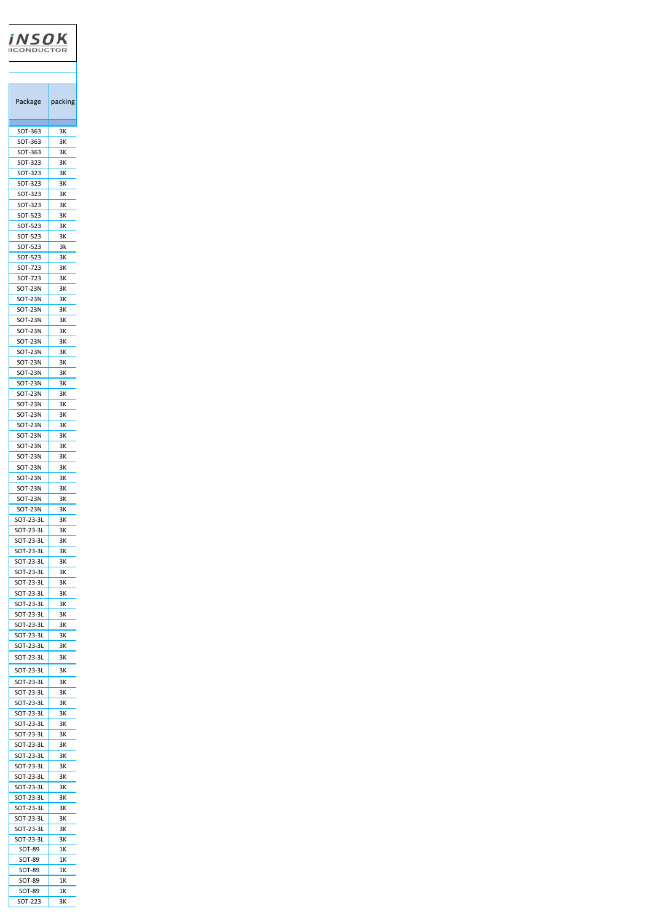iNSOK
IICONDUCTOR

| Package | packing |
|---|---|
| SOT-363 | 3K |
| SOT-363 | 3K |
| SOT-363 | 3K |
| SOT-323 | 3K |
| SOT-323 | 3K |
| SOT-323 | 3K |
| SOT-323 | 3K |
| SOT-323 | 3K |
| SOT-523 | 3K |
| SOT-523 | 3K |
| SOT-523 | 3K |
| SOT-523 | 3k |
| SOT-523 | 3K |
| SOT-723 | 3K |
| SOT-723 | 3K |
| SOT-23N | 3K |
| SOT-23N | 3K |
| SOT-23N | 3K |
| SOT-23N | 3K |
| SOT-23N | 3K |
| SOT-23N | 3K |
| SOT-23N | 3K |
| SOT-23N | 3K |
| SOT-23N | 3K |
| SOT-23N | 3K |
| SOT-23N | 3K |
| SOT-23N | 3K |
| SOT-23N | 3K |
| SOT-23N | 3K |
| SOT-23N | 3K |
| SOT-23N | 3K |
| SOT-23N | 3K |
| SOT-23N | 3K |
| SOT-23N | 3K |
| SOT-23N | 3K |
| SOT-23N | 3K |
| SOT-23N | 3K |
| SOT-23-3L | 3K |
| SOT-23-3L | 3K |
| SOT-23-3L | 3K |
| SOT-23-3L | 3K |
| SOT-23-3L | 3K |
| SOT-23-3L | 3K |
| SOT-23-3L | 3K |
| SOT-23-3L | 3K |
| SOT-23-3L | 3K |
| SOT-23-3L | 3K |
| SOT-23-3L | 3K |
| SOT-23-3L | 3K |
| SOT-23-3L | 3K |
| SOT-23-3L | 3K |
| SOT-23-3L | 3K |
| SOT-23-3L | 3K |
| SOT-23-3L | 3K |
| SOT-23-3L | 3K |
| SOT-23-3L | 3K |
| SOT-23-3L | 3K |
| SOT-23-3L | 3K |
| SOT-23-3L | 3K |
| SOT-23-3L | 3K |
| SOT-23-3L | 3K |
| SOT-23-3L | 3K |
| SOT-23-3L | 3K |
| SOT-23-3L | 3K |
| SOT-23-3L | 3K |
| SOT-23-3L | 3K |
| SOT-23-3L | 3K |
| SOT-23-3L | 3K |
| SOT-23-3L | 3K |
| SOT-89 | 1K |
| SOT-89 | 1K |
| SOT-89 | 1K |
| SOT-89 | 1K |
| SOT-89 | 1K |
| SOT-223 | 3K |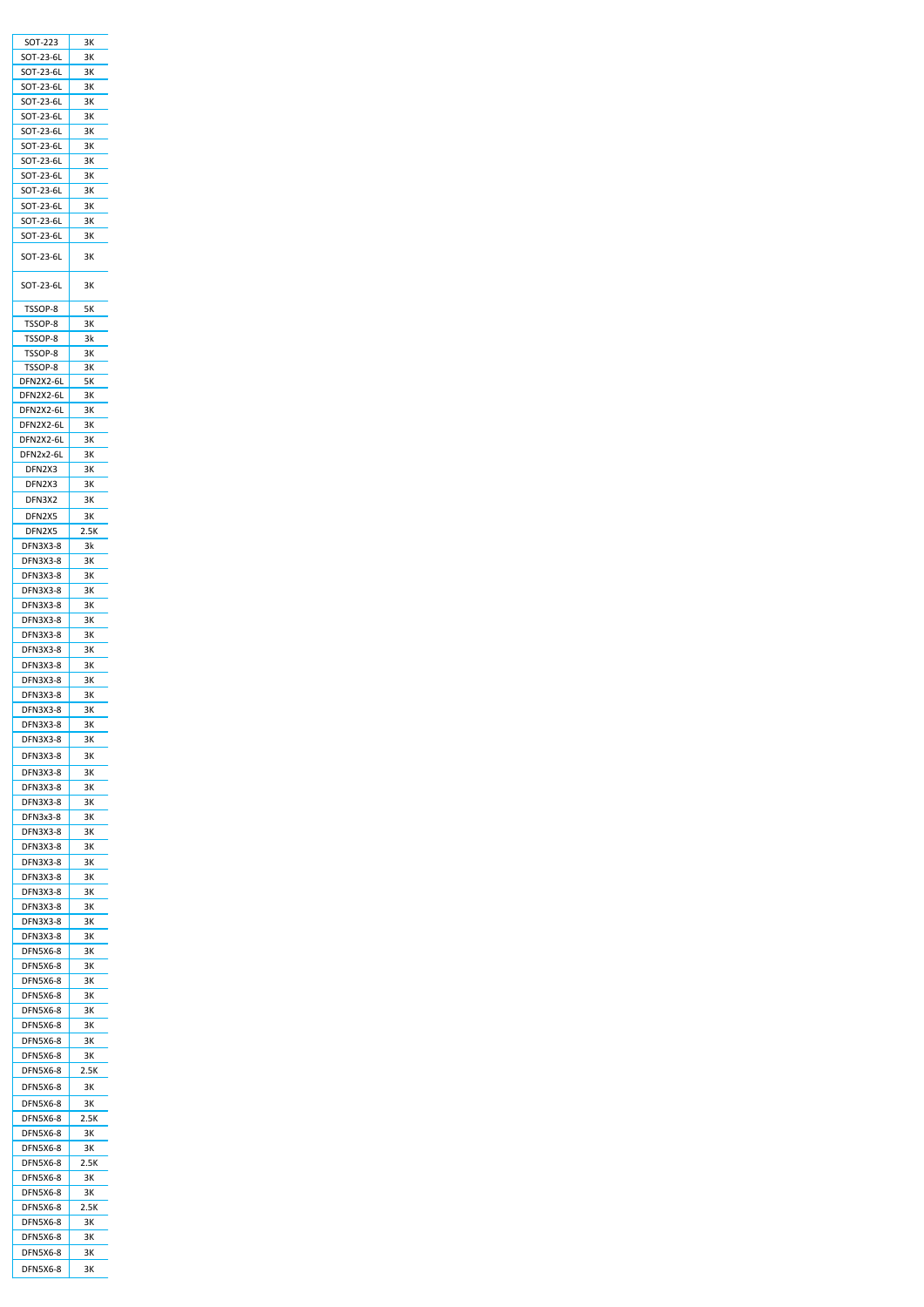| SOT-223 | 3K |
|---|---|
| SOT-23-6L | 3K |
| SOT-23-6L | 3K |
| SOT-23-6L | 3K |
| SOT-23-6L | 3K |
| SOT-23-6L | 3K |
| SOT-23-6L | 3K |
| SOT-23-6L | 3K |
| SOT-23-6L | 3K |
| SOT-23-6L | 3K |
| SOT-23-6L | 3K |
| SOT-23-6L | 3K |
| SOT-23-6L | 3K |
| SOT-23-6L | 3K |
| SOT-23-6L | 3K |
| SOT-23-6L | 3K |
| TSSOP-8 | 5K |
| TSSOP-8 | 3K |
| TSSOP-8 | 3k |
| TSSOP-8 | 3K |
| TSSOP-8 | 3K |
| DFN2X2-6L | 5K |
| DFN2X2-6L | 3K |
| DFN2X2-6L | 3K |
| DFN2X2-6L | 3K |
| DFN2X2-6L | 3K |
| DFN2x2-6L | 3K |
| DFN2X3 | 3K |
| DFN2X3 | 3K |
| DFN3X2 | 3K |
| DFN2X5 | 3K |
| DFN2X5 | 2.5K |
| DFN3X3-8 | 3k |
| DFN3X3-8 | 3K |
| DFN3X3-8 | 3K |
| DFN3X3-8 | 3K |
| DFN3X3-8 | 3K |
| DFN3X3-8 | 3K |
| DFN3X3-8 | 3K |
| DFN3X3-8 | 3K |
| DFN3X3-8 | 3K |
| DFN3X3-8 | 3K |
| DFN3X3-8 | 3K |
| DFN3X3-8 | 3K |
| DFN3X3-8 | 3K |
| DFN3X3-8 | 3K |
| DFN3X3-8 | 3K |
| DFN3X3-8 | 3K |
| DFN3X3-8 | 3K |
| DFN3X3-8 | 3K |
| DFN3x3-8 | 3K |
| DFN3X3-8 | 3K |
| DFN3X3-8 | 3K |
| DFN3X3-8 | 3K |
| DFN3X3-8 | 3K |
| DFN3X3-8 | 3K |
| DFN3X3-8 | 3K |
| DFN3X3-8 | 3K |
| DFN3X3-8 | 3K |
| DFN5X6-8 | 3K |
| DFN5X6-8 | 3K |
| DFN5X6-8 | 3K |
| DFN5X6-8 | 3K |
| DFN5X6-8 | 3K |
| DFN5X6-8 | 3K |
| DFN5X6-8 | 3K |
| DFN5X6-8 | 3K |
| DFN5X6-8 | 2.5K |
| DFN5X6-8 | 3K |
| DFN5X6-8 | 3K |
| DFN5X6-8 | 2.5K |
| DFN5X6-8 | 3K |
| DFN5X6-8 | 3K |
| DFN5X6-8 | 2.5K |
| DFN5X6-8 | 3K |
| DFN5X6-8 | 3K |
| DFN5X6-8 | 2.5K |
| DFN5X6-8 | 3K |
| DFN5X6-8 | 3K |
| DFN5X6-8 | 3K |
| DFN5X6-8 | 3K |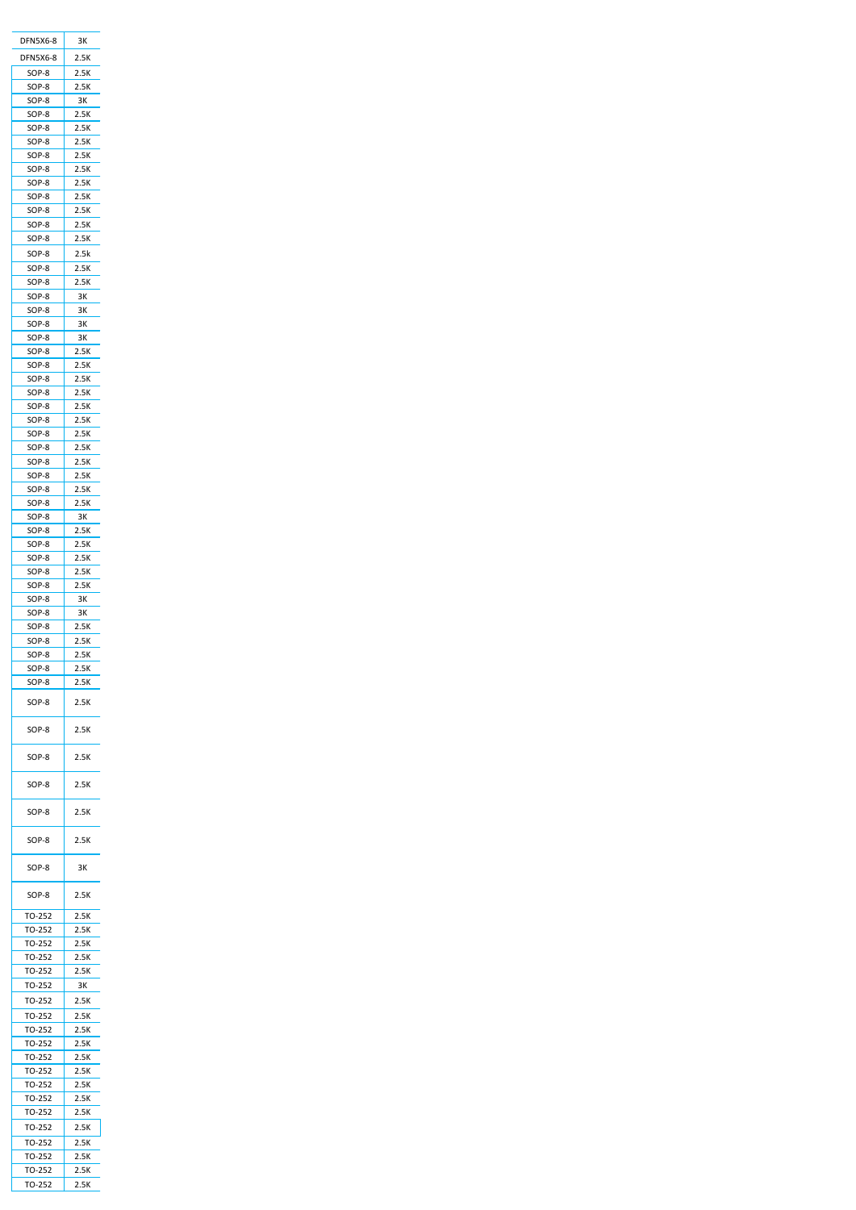| DFN5X6-8 | 3K |
|---|---|
| DFN5X6-8 | 2.5K |
| SOP-8 | 2.5K |
| SOP-8 | 2.5K |
| SOP-8 | 3K |
| SOP-8 | 2.5K |
| SOP-8 | 2.5K |
| SOP-8 | 2.5K |
| SOP-8 | 2.5K |
| SOP-8 | 2.5K |
| SOP-8 | 2.5K |
| SOP-8 | 2.5K |
| SOP-8 | 2.5K |
| SOP-8 | 2.5K |
| SOP-8 | 2.5K |
| SOP-8 | 2.5k |
| SOP-8 | 2.5K |
| SOP-8 | 2.5K |
| SOP-8 | 3K |
| SOP-8 | 3K |
| SOP-8 | 3K |
| SOP-8 | 3K |
| SOP-8 | 2.5K |
| SOP-8 | 2.5K |
| SOP-8 | 2.5K |
| SOP-8 | 2.5K |
| SOP-8 | 2.5K |
| SOP-8 | 2.5K |
| SOP-8 | 2.5K |
| SOP-8 | 2.5K |
| SOP-8 | 2.5K |
| SOP-8 | 2.5K |
| SOP-8 | 2.5K |
| SOP-8 | 2.5K |
| SOP-8 | 3K |
| SOP-8 | 2.5K |
| SOP-8 | 2.5K |
| SOP-8 | 2.5K |
| SOP-8 | 2.5K |
| SOP-8 | 2.5K |
| SOP-8 | 3K |
| SOP-8 | 3K |
| SOP-8 | 2.5K |
| SOP-8 | 2.5K |
| SOP-8 | 2.5K |
| SOP-8 | 2.5K |
| SOP-8 | 2.5K |
| SOP-8 | 2.5K |
| SOP-8 | 2.5K |
| SOP-8 | 2.5K |
| SOP-8 | 2.5K |
| SOP-8 | 2.5K |
| SOP-8 | 2.5K |
| SOP-8 | 3K |
| SOP-8 | 2.5K |
| TO-252 | 2.5K |
| TO-252 | 2.5K |
| TO-252 | 2.5K |
| TO-252 | 2.5K |
| TO-252 | 2.5K |
| TO-252 | 3K |
| TO-252 | 2.5K |
| TO-252 | 2.5K |
| TO-252 | 2.5K |
| TO-252 | 2.5K |
| TO-252 | 2.5K |
| TO-252 | 2.5K |
| TO-252 | 2.5K |
| TO-252 | 2.5K |
| TO-252 | 2.5K |
| TO-252 | 2.5K |
| TO-252 | 2.5K |
| TO-252 | 2.5K |
| TO-252 | 2.5K |
| TO-252 | 2.5K |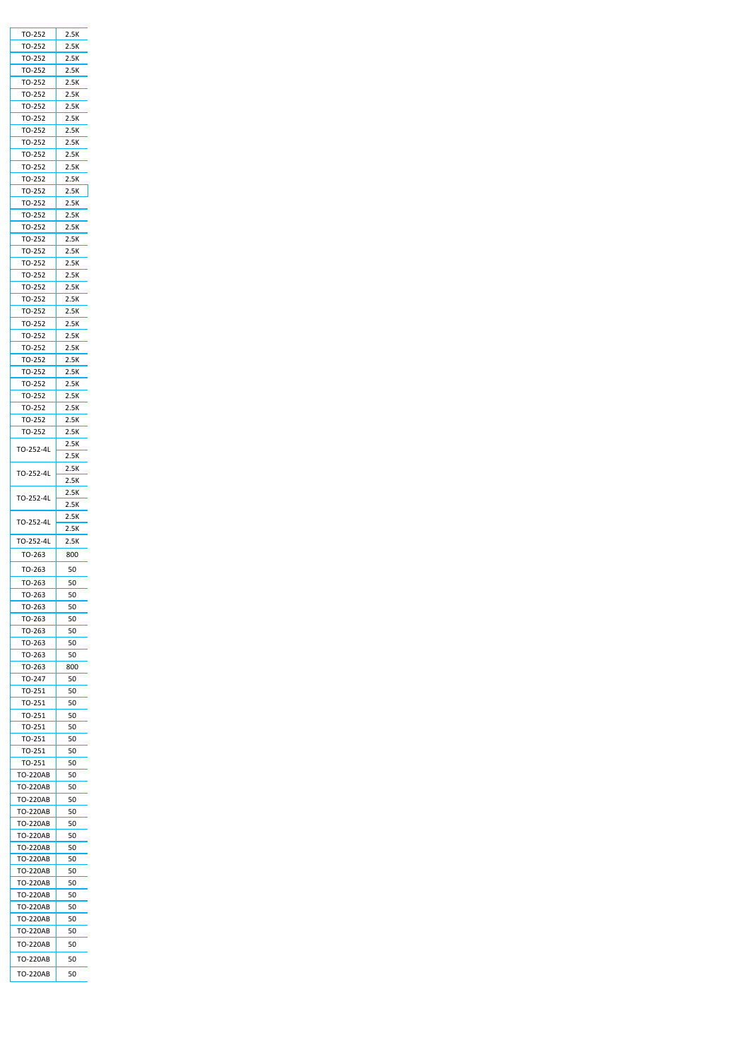| TO-252 | 2.5K |
|---|---|
| TO-252 | 2.5K |
| TO-252 | 2.5K |
| TO-252 | 2.5K |
| TO-252 | 2.5K |
| TO-252 | 2.5K |
| TO-252 | 2.5K |
| TO-252 | 2.5K |
| TO-252 | 2.5K |
| TO-252 | 2.5K |
| TO-252 | 2.5K |
| TO-252 | 2.5K |
| TO-252 | 2.5K |
| TO-252 | 2.5K |
| TO-252 | 2.5K |
| TO-252 | 2.5K |
| TO-252 | 2.5K |
| TO-252 | 2.5K |
| TO-252 | 2.5K |
| TO-252 | 2.5K |
| TO-252 | 2.5K |
| TO-252 | 2.5K |
| TO-252 | 2.5K |
| TO-252 | 2.5K |
| TO-252 | 2.5K |
| TO-252 | 2.5K |
| TO-252 | 2.5K |
| TO-252 | 2.5K |
| TO-252 | 2.5K |
| TO-252 | 2.5K |
| TO-252 | 2.5K |
| TO-252 | 2.5K |
| TO-252 | 2.5K |
| TO-252 | 2.5K |
| TO-252-4L | 2.5K |
| | 2.5K |
| TO-252-4L | 2.5K |
| | 2.5K |
| TO-252-4L | 2.5K |
| | 2.5K |
| TO-252-4L | 2.5K |
| | 2.5K |
| TO-252-4L | 2.5K |
| TO-263 | 800 |
| TO-263 | 50 |
| TO-263 | 50 |
| TO-263 | 50 |
| TO-263 | 50 |
| TO-263 | 50 |
| TO-263 | 50 |
| TO-263 | 50 |
| TO-263 | 50 |
| TO-263 | 800 |
| TO-247 | 50 |
| TO-251 | 50 |
| TO-251 | 50 |
| TO-251 | 50 |
| TO-251 | 50 |
| TO-251 | 50 |
| TO-251 | 50 |
| TO-251 | 50 |
| TO-220AB | 50 |
| TO-220AB | 50 |
| TO-220AB | 50 |
| TO-220AB | 50 |
| TO-220AB | 50 |
| TO-220AB | 50 |
| TO-220AB | 50 |
| TO-220AB | 50 |
| TO-220AB | 50 |
| TO-220AB | 50 |
| TO-220AB | 50 |
| TO-220AB | 50 |
| TO-220AB | 50 |
| TO-220AB | 50 |
| TO-220AB | 50 |
| TO-220AB | 50 |
| TO-220AB | 50 |